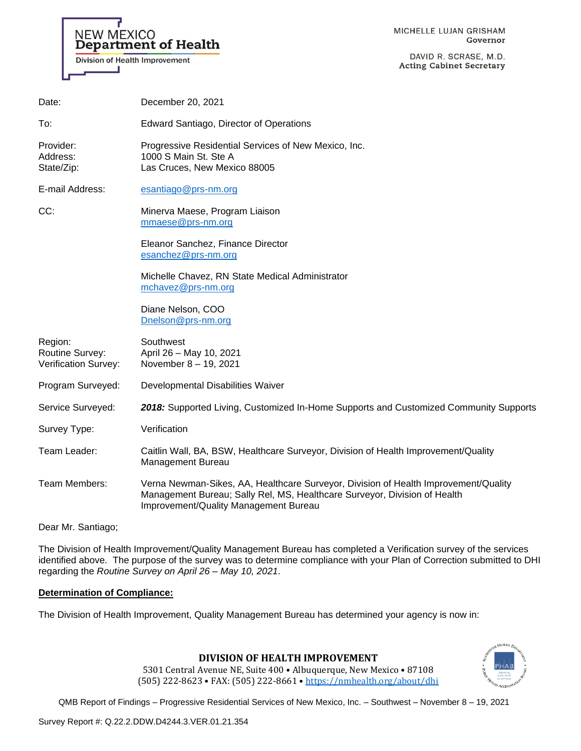NEW MEXICO
**Department of Health**
Division of Health Improvement

MICHELLE LUJAN GRISHAM
**Governor**

DAVID R. SCRASE, M.D.
**Acting Cabinet Secretary**

| | |
|---|---|
| Date: | December 20, 2021 |
| To: | Edward Santiago, Director of Operations |
| Provider: | Progressive Residential Services of New Mexico, Inc. |
| Address: | 1000 S Main St. Ste A |
| State/Zip: | Las Cruces, New Mexico 88005 |
| E-mail Address: | esantiago@prs-nm.org |
| CC: | Minerva Maese, Program Liaison<br>mmaese@prs-nm.org<br><br>Eleanor Sanchez, Finance Director<br>esanchez@prs-nm.org<br><br>Michelle Chavez, RN State Medical Administrator<br>mchavez@prs-nm.org<br><br>Diane Nelson, COO<br>Dnelson@prs-nm.org |
| Region: | Southwest |
| Routine Survey: | April 26 – May 10, 2021 |
| Verification Survey: | November 8 – 19, 2021 |
| Program Surveyed: | Developmental Disabilities Waiver |
| Service Surveyed: | ***2018:*** Supported Living, Customized In-Home Supports and Customized Community Supports |
| Survey Type: | Verification |
| Team Leader: | Caitlin Wall, BA, BSW, Healthcare Surveyor, Division of Health Improvement/Quality Management Bureau |
| Team Members: | Verna Newman-Sikes, AA, Healthcare Surveyor, Division of Health Improvement/Quality Management Bureau; Sally Rel, MS, Healthcare Surveyor, Division of Health Improvement/Quality Management Bureau |

Dear Mr. Santiago;

The Division of Health Improvement/Quality Management Bureau has completed a Verification survey of the services identified above. The purpose of the survey was to determine compliance with your Plan of Correction submitted to DHI regarding the *Routine Survey on April 26 – May 10, 2021*.

**Determination of Compliance:**

The Division of Health Improvement, Quality Management Bureau has determined your agency is now in:

**DIVISION OF HEALTH IMPROVEMENT**
5301 Central Avenue NE, Suite 400 • Albuquerque, New Mexico • 87108
(505) 222-8623 • FAX: (505) 222-8661 • https://nmhealth.org/about/dhi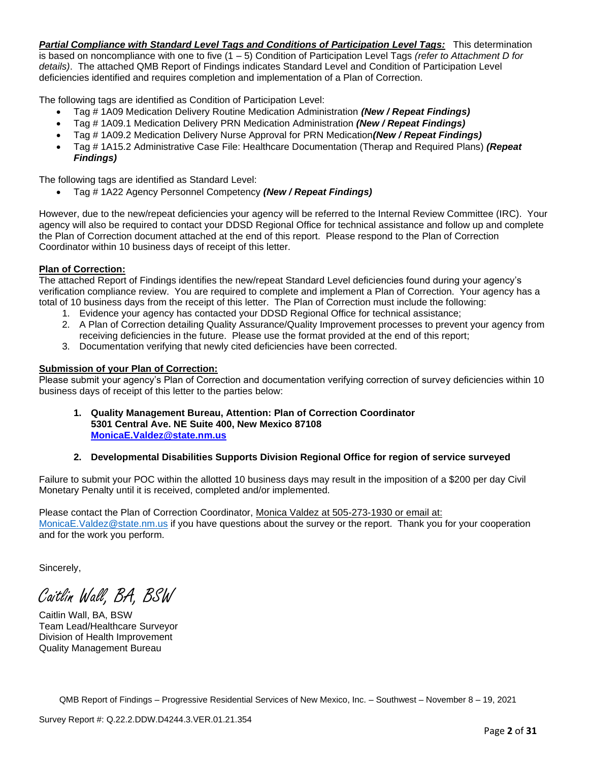***Partial Compliance with Standard Level Tags and Conditions of Participation Level Tags:*** This determination is based on noncompliance with one to five (1 – 5) Condition of Participation Level Tags *(refer to Attachment D for details)*. The attached QMB Report of Findings indicates Standard Level and Condition of Participation Level deficiencies identified and requires completion and implementation of a Plan of Correction.

The following tags are identified as Condition of Participation Level:

- Tag # 1A09 Medication Delivery Routine Medication Administration ***(New / Repeat Findings)***
- Tag # 1A09.1 Medication Delivery PRN Medication Administration ***(New / Repeat Findings)***
- Tag # 1A09.2 Medication Delivery Nurse Approval for PRN Medication***(New / Repeat Findings)***
- Tag # 1A15.2 Administrative Case File: Healthcare Documentation (Therap and Required Plans) ***(Repeat Findings)***

The following tags are identified as Standard Level:

- Tag # 1A22 Agency Personnel Competency ***(New / Repeat Findings)***

However, due to the new/repeat deficiencies your agency will be referred to the Internal Review Committee (IRC). Your agency will also be required to contact your DDSD Regional Office for technical assistance and follow up and complete the Plan of Correction document attached at the end of this report. Please respond to the Plan of Correction Coordinator within 10 business days of receipt of this letter.

**Plan of Correction:**
The attached Report of Findings identifies the new/repeat Standard Level deficiencies found during your agency's verification compliance review. You are required to complete and implement a Plan of Correction. Your agency has a total of 10 business days from the receipt of this letter. The Plan of Correction must include the following:

1. Evidence your agency has contacted your DDSD Regional Office for technical assistance;
2. A Plan of Correction detailing Quality Assurance/Quality Improvement processes to prevent your agency from receiving deficiencies in the future. Please use the format provided at the end of this report;
3. Documentation verifying that newly cited deficiencies have been corrected.

**Submission of your Plan of Correction:**
Please submit your agency's Plan of Correction and documentation verifying correction of survey deficiencies within 10 business days of receipt of this letter to the parties below:

1. **Quality Management Bureau, Attention: Plan of Correction Coordinator**
   **5301 Central Ave. NE Suite 400, New Mexico 87108**
   **MonicaE.Valdez@state.nm.us**

2. **Developmental Disabilities Supports Division Regional Office for region of service surveyed**

Failure to submit your POC within the allotted 10 business days may result in the imposition of a $200 per day Civil Monetary Penalty until it is received, completed and/or implemented.

Please contact the Plan of Correction Coordinator, Monica Valdez at 505-273-1930 or email at: MonicaE.Valdez@state.nm.us if you have questions about the survey or the report. Thank you for your cooperation and for the work you perform.

Sincerely,

*Caitlin Wall, BA, BSW*

Caitlin Wall, BA, BSW
Team Lead/Healthcare Surveyor
Division of Health Improvement
Quality Management Bureau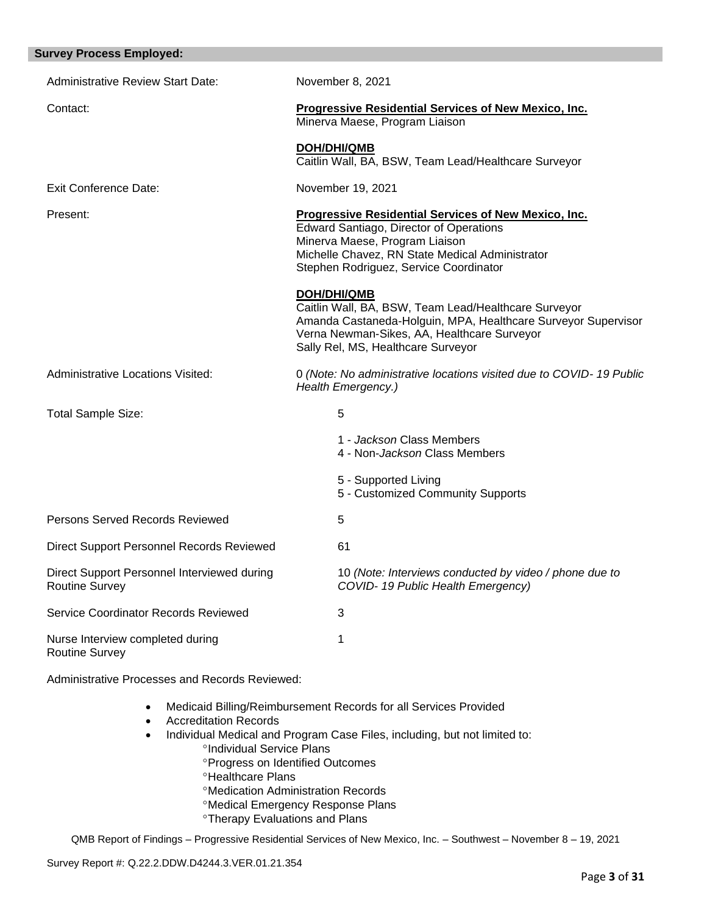## Survey Process Employed:

| | |
|---|---|
| Administrative Review Start Date: | November 8, 2021 |
| Contact: | **Progressive Residential Services of New Mexico, Inc.**<br>Minerva Maese, Program Liaison<br><br>**DOH/DHI/QMB**<br>Caitlin Wall, BA, BSW, Team Lead/Healthcare Surveyor |
| Exit Conference Date: | November 19, 2021 |
| Present: | **Progressive Residential Services of New Mexico, Inc.**<br>Edward Santiago, Director of Operations<br>Minerva Maese, Program Liaison<br>Michelle Chavez, RN State Medical Administrator<br>Stephen Rodriguez, Service Coordinator<br><br>**DOH/DHI/QMB**<br>Caitlin Wall, BA, BSW, Team Lead/Healthcare Surveyor<br>Amanda Castaneda-Holguin, MPA, Healthcare Surveyor Supervisor<br>Verna Newman-Sikes, AA, Healthcare Surveyor<br>Sally Rel, MS, Healthcare Surveyor |
| Administrative Locations Visited: | 0 *(Note: No administrative locations visited due to COVID- 19 Public Health Emergency.)* |
| Total Sample Size: | 5<br><br>1 - *Jackson* Class Members<br>4 - Non-*Jackson* Class Members<br><br>5 - Supported Living<br>5 - Customized Community Supports |
| Persons Served Records Reviewed | 5 |
| Direct Support Personnel Records Reviewed | 61 |
| Direct Support Personnel Interviewed during Routine Survey | 10 *(Note: Interviews conducted by video / phone due to COVID- 19 Public Health Emergency)* |
| Service Coordinator Records Reviewed | 3 |
| Nurse Interview completed during Routine Survey | 1 |

Administrative Processes and Records Reviewed:

- Medicaid Billing/Reimbursement Records for all Services Provided
- Accreditation Records
- Individual Medical and Program Case Files, including, but not limited to:
  - Individual Service Plans
  - Progress on Identified Outcomes
  - Healthcare Plans
  - Medication Administration Records
  - Medical Emergency Response Plans
  - Therapy Evaluations and Plans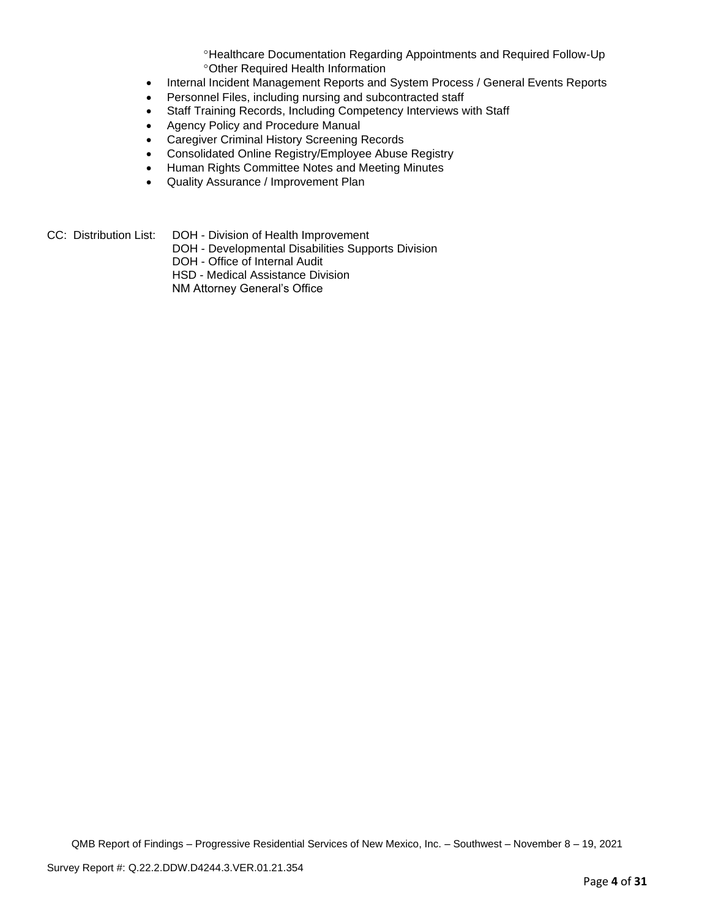- °Healthcare Documentation Regarding Appointments and Required Follow-Up
    - °Other Required Health Information
- Internal Incident Management Reports and System Process / General Events Reports
- Personnel Files, including nursing and subcontracted staff
- Staff Training Records, Including Competency Interviews with Staff
- Agency Policy and Procedure Manual
- Caregiver Criminal History Screening Records
- Consolidated Online Registry/Employee Abuse Registry
- Human Rights Committee Notes and Meeting Minutes
- Quality Assurance / Improvement Plan

CC: Distribution List:
DOH - Division of Health Improvement
DOH - Developmental Disabilities Supports Division
DOH - Office of Internal Audit
HSD - Medical Assistance Division
NM Attorney General's Office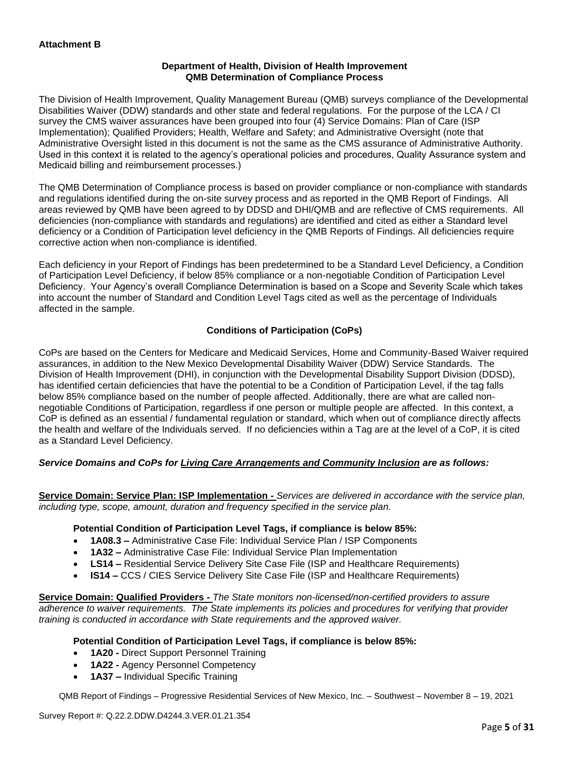**Attachment B**

**Department of Health, Division of Health Improvement**
**QMB Determination of Compliance Process**

The Division of Health Improvement, Quality Management Bureau (QMB) surveys compliance of the Developmental Disabilities Waiver (DDW) standards and other state and federal regulations. For the purpose of the LCA / CI survey the CMS waiver assurances have been grouped into four (4) Service Domains: Plan of Care (ISP Implementation); Qualified Providers; Health, Welfare and Safety; and Administrative Oversight (note that Administrative Oversight listed in this document is not the same as the CMS assurance of Administrative Authority. Used in this context it is related to the agency's operational policies and procedures, Quality Assurance system and Medicaid billing and reimbursement processes.)

The QMB Determination of Compliance process is based on provider compliance or non-compliance with standards and regulations identified during the on-site survey process and as reported in the QMB Report of Findings. All areas reviewed by QMB have been agreed to by DDSD and DHI/QMB and are reflective of CMS requirements. All deficiencies (non-compliance with standards and regulations) are identified and cited as either a Standard level deficiency or a Condition of Participation level deficiency in the QMB Reports of Findings. All deficiencies require corrective action when non-compliance is identified.

Each deficiency in your Report of Findings has been predetermined to be a Standard Level Deficiency, a Condition of Participation Level Deficiency, if below 85% compliance or a non-negotiable Condition of Participation Level Deficiency. Your Agency's overall Compliance Determination is based on a Scope and Severity Scale which takes into account the number of Standard and Condition Level Tags cited as well as the percentage of Individuals affected in the sample.

**Conditions of Participation (CoPs)**

CoPs are based on the Centers for Medicare and Medicaid Services, Home and Community-Based Waiver required assurances, in addition to the New Mexico Developmental Disability Waiver (DDW) Service Standards. The Division of Health Improvement (DHI), in conjunction with the Developmental Disability Support Division (DDSD), has identified certain deficiencies that have the potential to be a Condition of Participation Level, if the tag falls below 85% compliance based on the number of people affected. Additionally, there are what are called non-negotiable Conditions of Participation, regardless if one person or multiple people are affected. In this context, a CoP is defined as an essential / fundamental regulation or standard, which when out of compliance directly affects the health and welfare of the Individuals served. If no deficiencies within a Tag are at the level of a CoP, it is cited as a Standard Level Deficiency.

***Service Domains and CoPs for Living Care Arrangements and Community Inclusion are as follows:***

**Service Domain: Service Plan: ISP Implementation -** *Services are delivered in accordance with the service plan, including type, scope, amount, duration and frequency specified in the service plan.*

**Potential Condition of Participation Level Tags, if compliance is below 85%:**

- **1A08.3 –** Administrative Case File: Individual Service Plan / ISP Components
- **1A32 –** Administrative Case File: Individual Service Plan Implementation
- **LS14 –** Residential Service Delivery Site Case File (ISP and Healthcare Requirements)
- **IS14 –** CCS / CIES Service Delivery Site Case File (ISP and Healthcare Requirements)

**Service Domain: Qualified Providers -** *The State monitors non-licensed/non-certified providers to assure adherence to waiver requirements. The State implements its policies and procedures for verifying that provider training is conducted in accordance with State requirements and the approved waiver.*

**Potential Condition of Participation Level Tags, if compliance is below 85%:**

- **1A20 -** Direct Support Personnel Training
- **1A22 -** Agency Personnel Competency
- **1A37 –** Individual Specific Training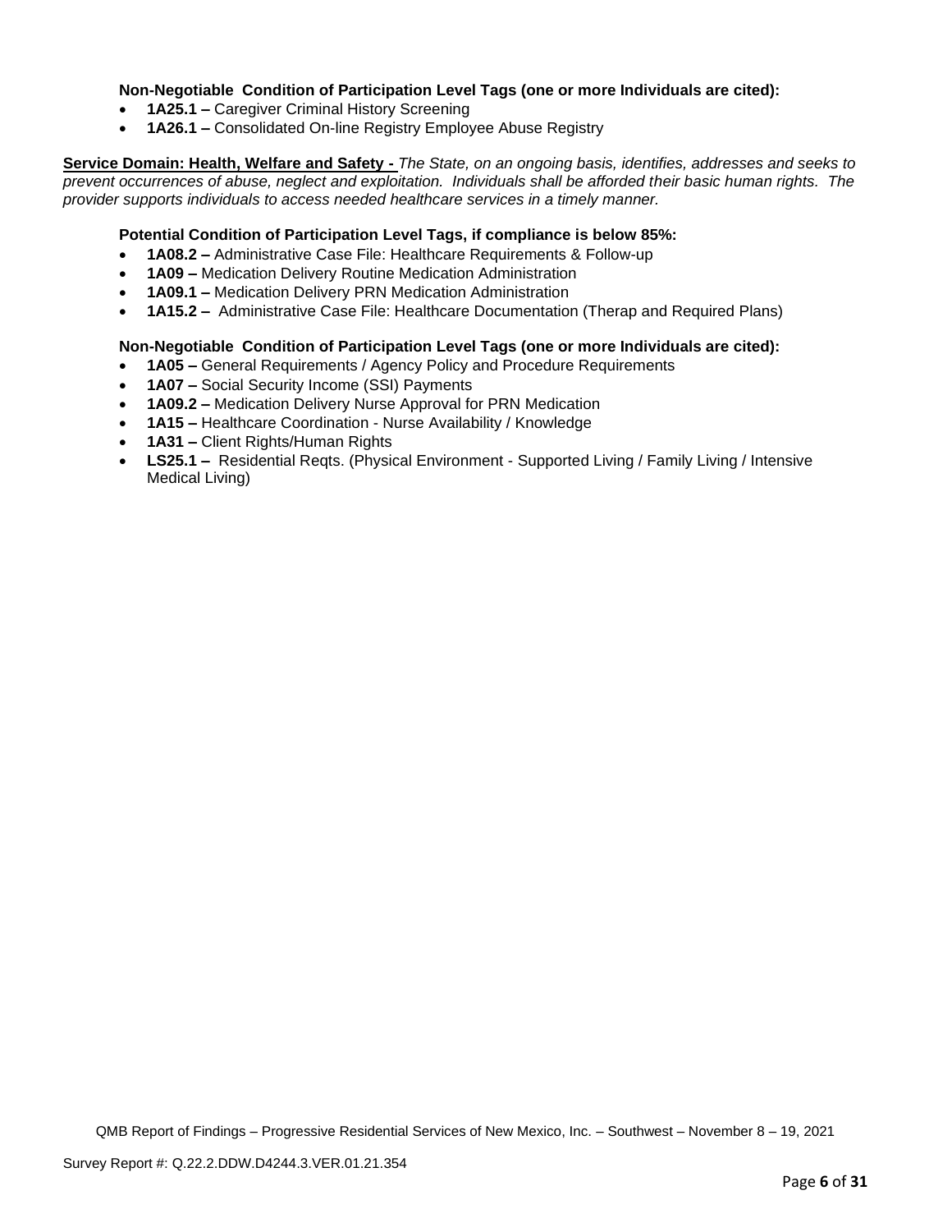**Non-Negotiable Condition of Participation Level Tags (one or more Individuals are cited):**

- **1A25.1 –** Caregiver Criminal History Screening
- **1A26.1 –** Consolidated On-line Registry Employee Abuse Registry

**Service Domain: Health, Welfare and Safety -** *The State, on an ongoing basis, identifies, addresses and seeks to prevent occurrences of abuse, neglect and exploitation. Individuals shall be afforded their basic human rights. The provider supports individuals to access needed healthcare services in a timely manner.*

**Potential Condition of Participation Level Tags, if compliance is below 85%:**

- **1A08.2 –** Administrative Case File: Healthcare Requirements & Follow-up
- **1A09 –** Medication Delivery Routine Medication Administration
- **1A09.1 –** Medication Delivery PRN Medication Administration
- **1A15.2 –** Administrative Case File: Healthcare Documentation (Therap and Required Plans)

**Non-Negotiable Condition of Participation Level Tags (one or more Individuals are cited):**

- **1A05 –** General Requirements / Agency Policy and Procedure Requirements
- **1A07 –** Social Security Income (SSI) Payments
- **1A09.2 –** Medication Delivery Nurse Approval for PRN Medication
- **1A15 –** Healthcare Coordination - Nurse Availability / Knowledge
- **1A31 –** Client Rights/Human Rights
- **LS25.1 –** Residential Reqts. (Physical Environment - Supported Living / Family Living / Intensive Medical Living)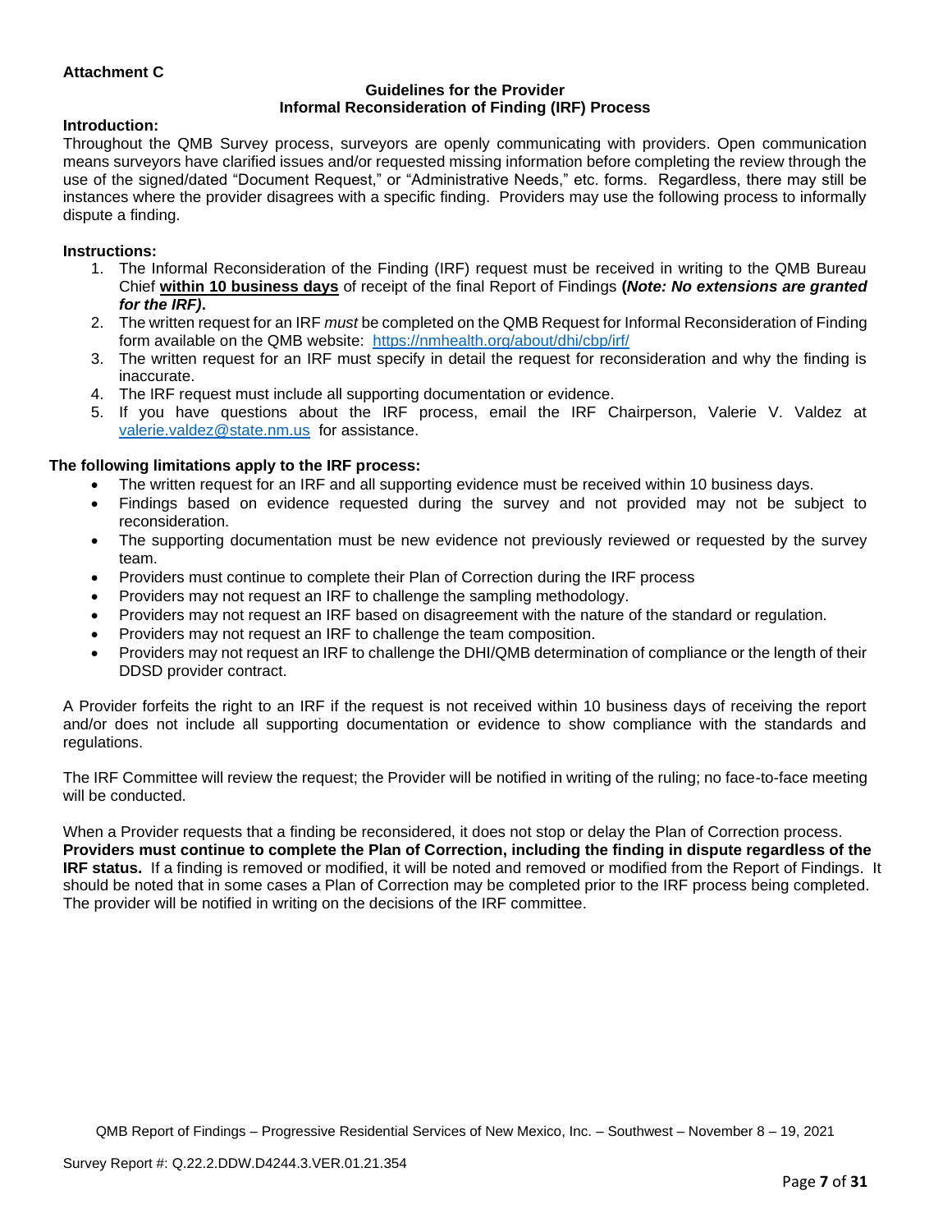**Attachment C**

**Guidelines for the Provider**
**Informal Reconsideration of Finding (IRF) Process**

**Introduction:**

Throughout the QMB Survey process, surveyors are openly communicating with providers. Open communication means surveyors have clarified issues and/or requested missing information before completing the review through the use of the signed/dated "Document Request," or "Administrative Needs," etc. forms. Regardless, there may still be instances where the provider disagrees with a specific finding. Providers may use the following process to informally dispute a finding.

**Instructions:**

1. The Informal Reconsideration of the Finding (IRF) request must be received in writing to the QMB Bureau Chief **within 10 business days** of receipt of the final Report of Findings **(*Note: No extensions are granted for the IRF)*.**
2. The written request for an IRF *must* be completed on the QMB Request for Informal Reconsideration of Finding form available on the QMB website: https://nmhealth.org/about/dhi/cbp/irf/
3. The written request for an IRF must specify in detail the request for reconsideration and why the finding is inaccurate.
4. The IRF request must include all supporting documentation or evidence.
5. If you have questions about the IRF process, email the IRF Chairperson, Valerie V. Valdez at valerie.valdez@state.nm.us for assistance.

**The following limitations apply to the IRF process:**

- The written request for an IRF and all supporting evidence must be received within 10 business days.
- Findings based on evidence requested during the survey and not provided may not be subject to reconsideration.
- The supporting documentation must be new evidence not previously reviewed or requested by the survey team.
- Providers must continue to complete their Plan of Correction during the IRF process
- Providers may not request an IRF to challenge the sampling methodology.
- Providers may not request an IRF based on disagreement with the nature of the standard or regulation.
- Providers may not request an IRF to challenge the team composition.
- Providers may not request an IRF to challenge the DHI/QMB determination of compliance or the length of their DDSD provider contract.

A Provider forfeits the right to an IRF if the request is not received within 10 business days of receiving the report and/or does not include all supporting documentation or evidence to show compliance with the standards and regulations.

The IRF Committee will review the request; the Provider will be notified in writing of the ruling; no face-to-face meeting will be conducted.

When a Provider requests that a finding be reconsidered, it does not stop or delay the Plan of Correction process. **Providers must continue to complete the Plan of Correction, including the finding in dispute regardless of the IRF status.** If a finding is removed or modified, it will be noted and removed or modified from the Report of Findings. It should be noted that in some cases a Plan of Correction may be completed prior to the IRF process being completed. The provider will be notified in writing on the decisions of the IRF committee.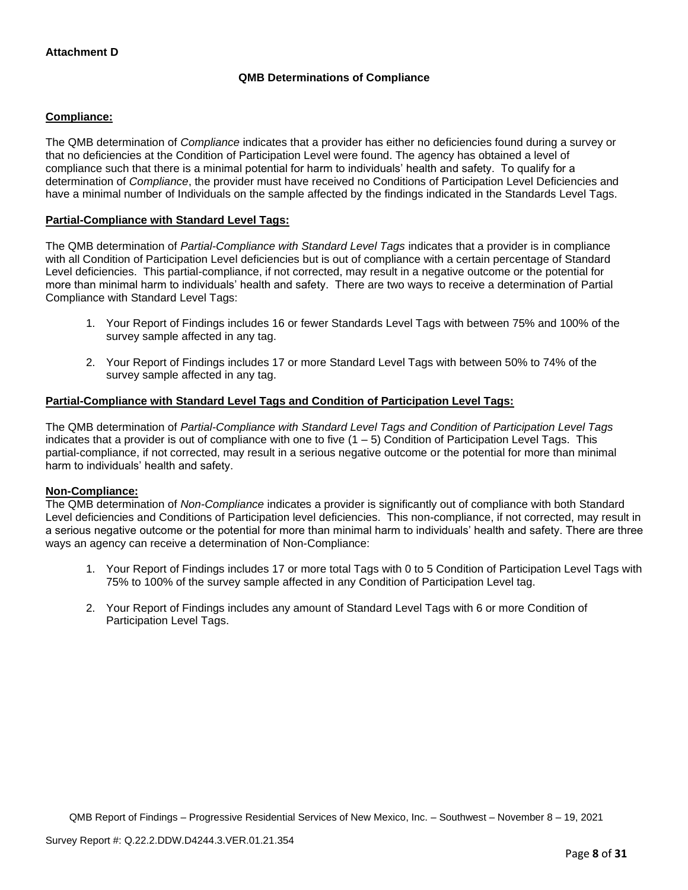**Attachment D**

## QMB Determinations of Compliance

**Compliance:**

The QMB determination of *Compliance* indicates that a provider has either no deficiencies found during a survey or that no deficiencies at the Condition of Participation Level were found. The agency has obtained a level of compliance such that there is a minimal potential for harm to individuals' health and safety. To qualify for a determination of *Compliance*, the provider must have received no Conditions of Participation Level Deficiencies and have a minimal number of Individuals on the sample affected by the findings indicated in the Standards Level Tags.

**Partial-Compliance with Standard Level Tags:**

The QMB determination of *Partial-Compliance with Standard Level Tags* indicates that a provider is in compliance with all Condition of Participation Level deficiencies but is out of compliance with a certain percentage of Standard Level deficiencies. This partial-compliance, if not corrected, may result in a negative outcome or the potential for more than minimal harm to individuals' health and safety. There are two ways to receive a determination of Partial Compliance with Standard Level Tags:

1. Your Report of Findings includes 16 or fewer Standards Level Tags with between 75% and 100% of the survey sample affected in any tag.
2. Your Report of Findings includes 17 or more Standard Level Tags with between 50% to 74% of the survey sample affected in any tag.

**Partial-Compliance with Standard Level Tags and Condition of Participation Level Tags:**

The QMB determination of *Partial-Compliance with Standard Level Tags and Condition of Participation Level Tags* indicates that a provider is out of compliance with one to five (1 – 5) Condition of Participation Level Tags. This partial-compliance, if not corrected, may result in a serious negative outcome or the potential for more than minimal harm to individuals' health and safety.

**Non-Compliance:**

The QMB determination of *Non-Compliance* indicates a provider is significantly out of compliance with both Standard Level deficiencies and Conditions of Participation level deficiencies. This non-compliance, if not corrected, may result in a serious negative outcome or the potential for more than minimal harm to individuals' health and safety. There are three ways an agency can receive a determination of Non-Compliance:

1. Your Report of Findings includes 17 or more total Tags with 0 to 5 Condition of Participation Level Tags with 75% to 100% of the survey sample affected in any Condition of Participation Level tag.
2. Your Report of Findings includes any amount of Standard Level Tags with 6 or more Condition of Participation Level Tags.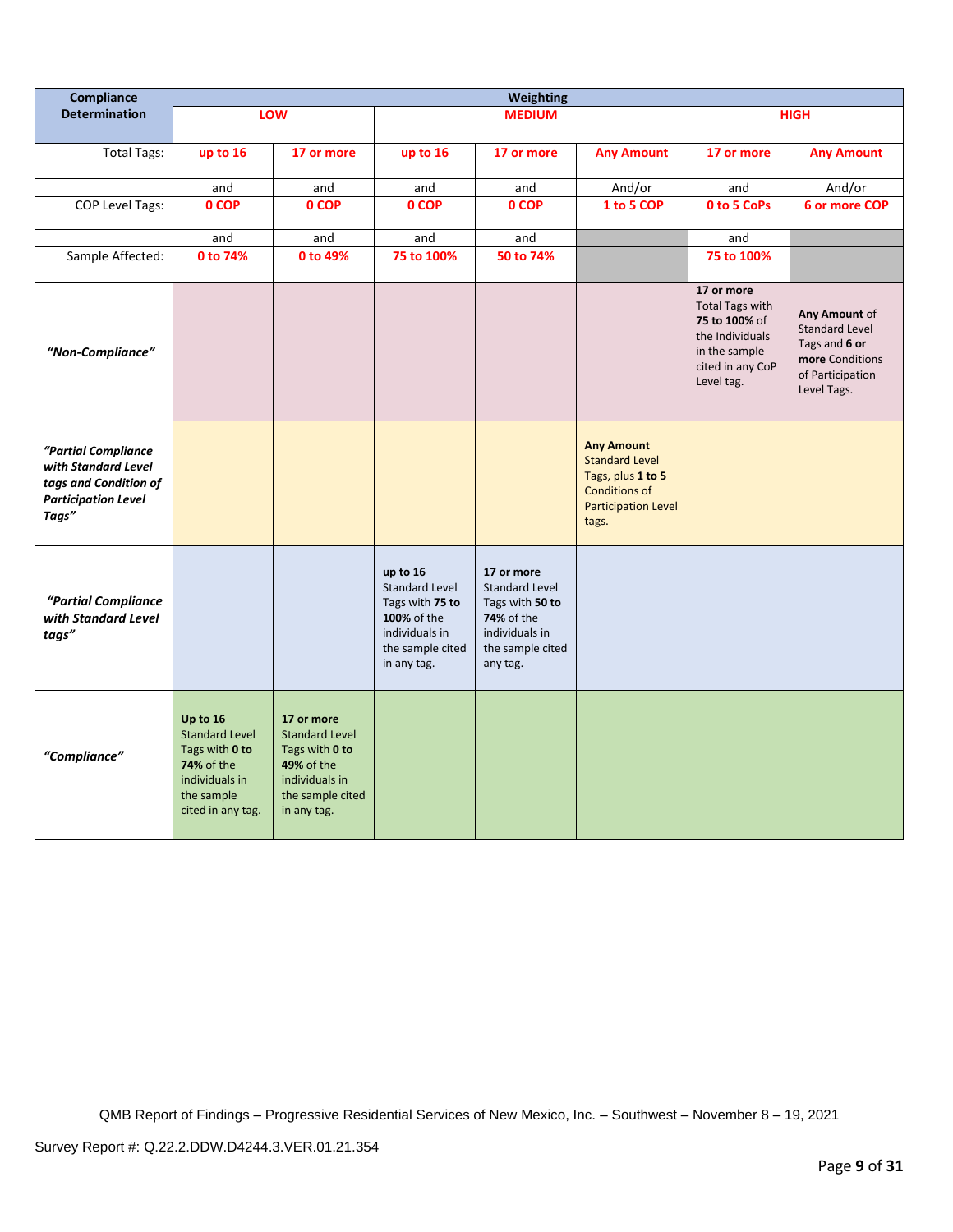| Compliance Determination | Weighting | | | | | | |
|---|---|---|---|---|---|---|---|
| | LOW | | MEDIUM | | | HIGH | |
| Total Tags: | up to 16 | 17 or more | up to 16 | 17 or more | Any Amount | 17 or more | Any Amount |
| | and | and | and | and | And/or | and | And/or |
| COP Level Tags: | 0 COP | 0 COP | 0 COP | 0 COP | 1 to 5 COP | 0 to 5 CoPs | 6 or more COP |
| | and | and | and | and | | and | |
| Sample Affected: | 0 to 74% | 0 to 49% | 75 to 100% | 50 to 74% | | 75 to 100% | |
| *"Non-Compliance"* | | | | | | **17 or more** Total Tags with **75 to 100%** of the Individuals in the sample cited in any CoP Level tag. | **Any Amount** of Standard Level Tags and **6 or more** Conditions of Participation Level Tags. |
| *"Partial Compliance with Standard Level tags and Condition of Participation Level Tags"* | | | | | **Any Amount** Standard Level Tags, plus **1 to 5** Conditions of Participation Level tags. | | |
| *"Partial Compliance with Standard Level tags"* | | | **up to 16** Standard Level Tags with **75 to 100%** of the individuals in the sample cited in any tag. | **17 or more** Standard Level Tags with **50 to 74%** of the individuals in the sample cited any tag. | | | |
| *"Compliance"* | **Up to 16** Standard Level Tags with **0 to 74%** of the individuals in the sample cited in any tag. | **17 or more** Standard Level Tags with **0 to 49%** of the individuals in the sample cited in any tag. | | | | | |

QMB Report of Findings – Progressive Residential Services of New Mexico, Inc. – Southwest – November 8 – 19, 2021

Survey Report #: Q.22.2.DDW.D4244.3.VER.01.21.354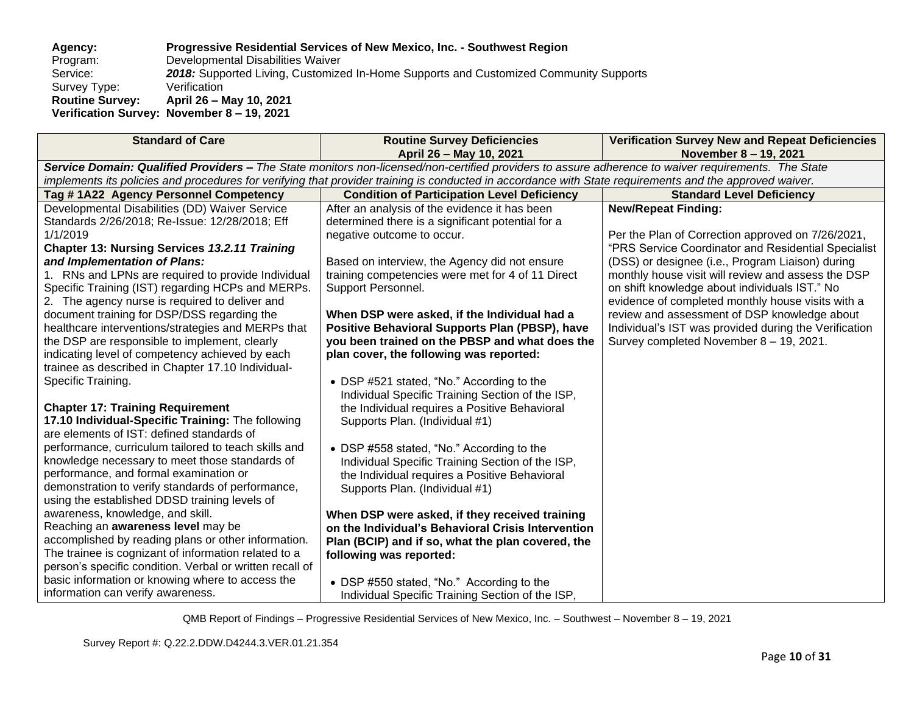**Agency:** **Progressive Residential Services of New Mexico, Inc. - Southwest Region**
Program: Developmental Disabilities Waiver
Service: ***2018:*** Supported Living, Customized In-Home Supports and Customized Community Supports
Survey Type: Verification
**Routine Survey: April 26 – May 10, 2021**
**Verification Survey: November 8 – 19, 2021**

| Standard of Care | Routine Survey Deficiencies April 26 – May 10, 2021 | Verification Survey New and Repeat Deficiencies November 8 – 19, 2021 |
|---|---|---|
| ***Service Domain: Qualified Providers –*** *The State monitors non-licensed/non-certified providers to assure adherence to waiver requirements. The State implements its policies and procedures for verifying that provider training is conducted in accordance with State requirements and the approved waiver.* | | |
| **Tag # 1A22 Agency Personnel Competency** | **Condition of Participation Level Deficiency** | **Standard Level Deficiency** |
| Developmental Disabilities (DD) Waiver Service Standards 2/26/2018; Re-Issue: 12/28/2018; Eff 1/1/2019<br>**Chapter 13: Nursing Services *13.2.11 Training and Implementation of Plans:***<br>1. RNs and LPNs are required to provide Individual Specific Training (IST) regarding HCPs and MERPs.<br>2. The agency nurse is required to deliver and document training for DSP/DSS regarding the healthcare interventions/strategies and MERPs that the DSP are responsible to implement, clearly indicating level of competency achieved by each trainee as described in Chapter 17.10 Individual-Specific Training.<br><br>**Chapter 17: Training Requirement**<br>**17.10 Individual-Specific Training:** The following are elements of IST: defined standards of performance, curriculum tailored to teach skills and knowledge necessary to meet those standards of performance, and formal examination or demonstration to verify standards of performance, using the established DDSD training levels of awareness, knowledge, and skill.<br>Reaching an **awareness level** may be accomplished by reading plans or other information. The trainee is cognizant of information related to a person's specific condition. Verbal or written recall of basic information or knowing where to access the information can verify awareness. | After an analysis of the evidence it has been determined there is a significant potential for a negative outcome to occur.<br><br>Based on interview, the Agency did not ensure training competencies were met for 4 of 11 Direct Support Personnel.<br><br>**When DSP were asked, if the Individual had a Positive Behavioral Supports Plan (PBSP), have you been trained on the PBSP and what does the plan cover, the following was reported:**<br><br>• DSP #521 stated, "No." According to the Individual Specific Training Section of the ISP, the Individual requires a Positive Behavioral Supports Plan. (Individual #1)<br><br>• DSP #558 stated, "No." According to the Individual Specific Training Section of the ISP, the Individual requires a Positive Behavioral Supports Plan. (Individual #1)<br><br>**When DSP were asked, if they received training on the Individual's Behavioral Crisis Intervention Plan (BCIP) and if so, what the plan covered, the following was reported:**<br><br>• DSP #550 stated, "No." According to the Individual Specific Training Section of the ISP, | **New/Repeat Finding:**<br><br>Per the Plan of Correction approved on 7/26/2021, "PRS Service Coordinator and Residential Specialist (DSS) or designee (i.e., Program Liaison) during monthly house visit will review and assess the DSP on shift knowledge about individuals IST." No evidence of completed monthly house visits with a review and assessment of DSP knowledge about Individual's IST was provided during the Verification Survey completed November 8 – 19, 2021. |

QMB Report of Findings – Progressive Residential Services of New Mexico, Inc. – Southwest – November 8 – 19, 2021

Survey Report #: Q.22.2.DDW.D4244.3.VER.01.21.354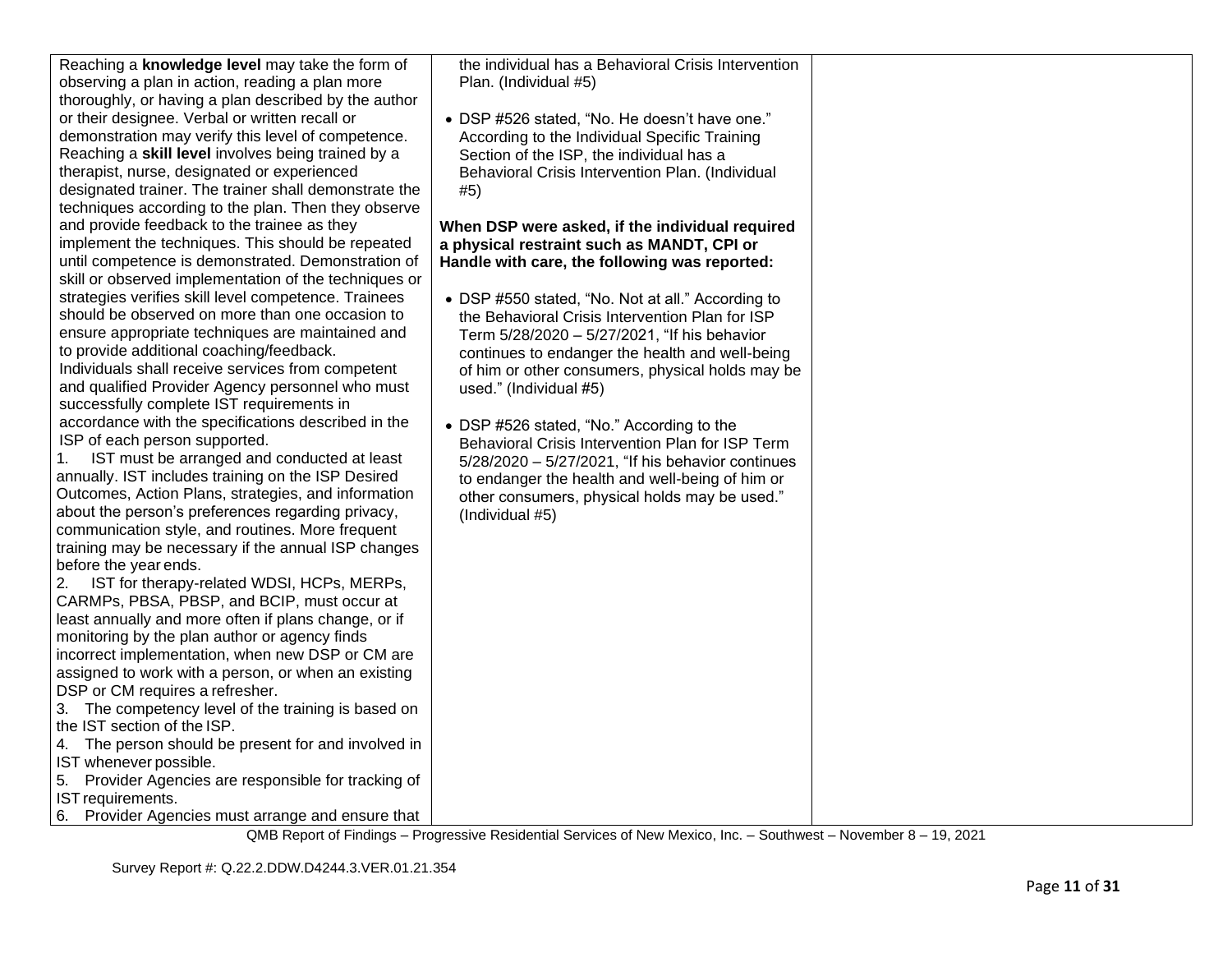| | | |
|---|---|---|
| Reaching a **knowledge level** may take the form of observing a plan in action, reading a plan more thoroughly, or having a plan described by the author or their designee. Verbal or written recall or demonstration may verify this level of competence.<br>Reaching a **skill level** involves being trained by a therapist, nurse, designated or experienced designated trainer. The trainer shall demonstrate the techniques according to the plan. Then they observe and provide feedback to the trainee as they implement the techniques. This should be repeated until competence is demonstrated. Demonstration of skill or observed implementation of the techniques or strategies verifies skill level competence. Trainees should be observed on more than one occasion to ensure appropriate techniques are maintained and to provide additional coaching/feedback.<br>Individuals shall receive services from competent and qualified Provider Agency personnel who must successfully complete IST requirements in accordance with the specifications described in the ISP of each person supported.<br>1. IST must be arranged and conducted at least annually. IST includes training on the ISP Desired Outcomes, Action Plans, strategies, and information about the person's preferences regarding privacy, communication style, and routines. More frequent training may be necessary if the annual ISP changes before the year ends.<br>2. IST for therapy-related WDSI, HCPs, MERPs, CARMPs, PBSA, PBSP, and BCIP, must occur at least annually and more often if plans change, or if monitoring by the plan author or agency finds incorrect implementation, when new DSP or CM are assigned to work with a person, or when an existing DSP or CM requires a refresher.<br>3. The competency level of the training is based on the IST section of the ISP.<br>4. The person should be present for and involved in IST whenever possible.<br>5. Provider Agencies are responsible for tracking of IST requirements.<br>6. Provider Agencies must arrange and ensure that | the individual has a Behavioral Crisis Intervention Plan. (Individual #5)<br><br>• DSP #526 stated, "No. He doesn't have one." According to the Individual Specific Training Section of the ISP, the individual has a Behavioral Crisis Intervention Plan. (Individual #5)<br><br>**When DSP were asked, if the individual required a physical restraint such as MANDT, CPI or Handle with care, the following was reported:**<br><br>• DSP #550 stated, "No. Not at all." According to the Behavioral Crisis Intervention Plan for ISP Term 5/28/2020 – 5/27/2021, "If his behavior continues to endanger the health and well-being of him or other consumers, physical holds may be used." (Individual #5)<br><br>• DSP #526 stated, "No." According to the Behavioral Crisis Intervention Plan for ISP Term 5/28/2020 – 5/27/2021, "If his behavior continues to endanger the health and well-being of him or other consumers, physical holds may be used." (Individual #5) | |

QMB Report of Findings – Progressive Residential Services of New Mexico, Inc. – Southwest – November 8 – 19, 2021

Survey Report #: Q.22.2.DDW.D4244.3.VER.01.21.354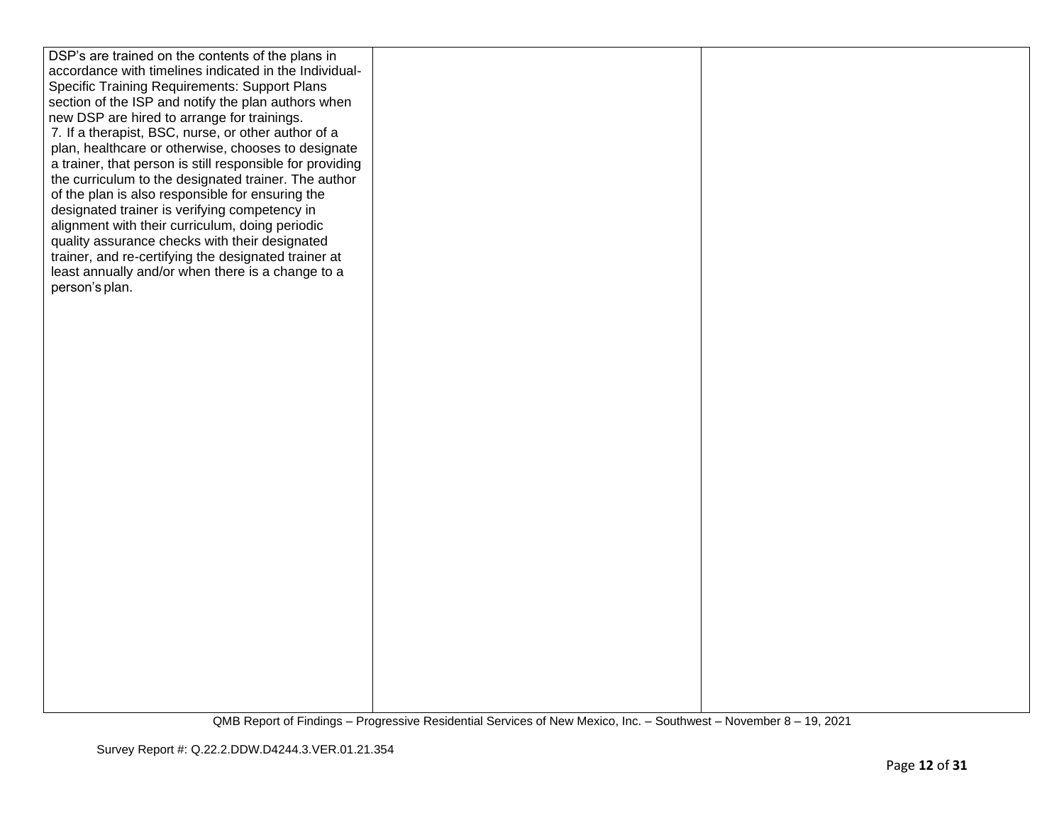| | | |
|---|---|---|
| DSP's are trained on the contents of the plans in accordance with timelines indicated in the Individual-Specific Training Requirements: Support Plans section of the ISP and notify the plan authors when new DSP are hired to arrange for trainings.<br>7. If a therapist, BSC, nurse, or other author of a plan, healthcare or otherwise, chooses to designate a trainer, that person is still responsible for providing the curriculum to the designated trainer. The author of the plan is also responsible for ensuring the designated trainer is verifying competency in alignment with their curriculum, doing periodic quality assurance checks with their designated trainer, and re-certifying the designated trainer at least annually and/or when there is a change to a person's plan. | | |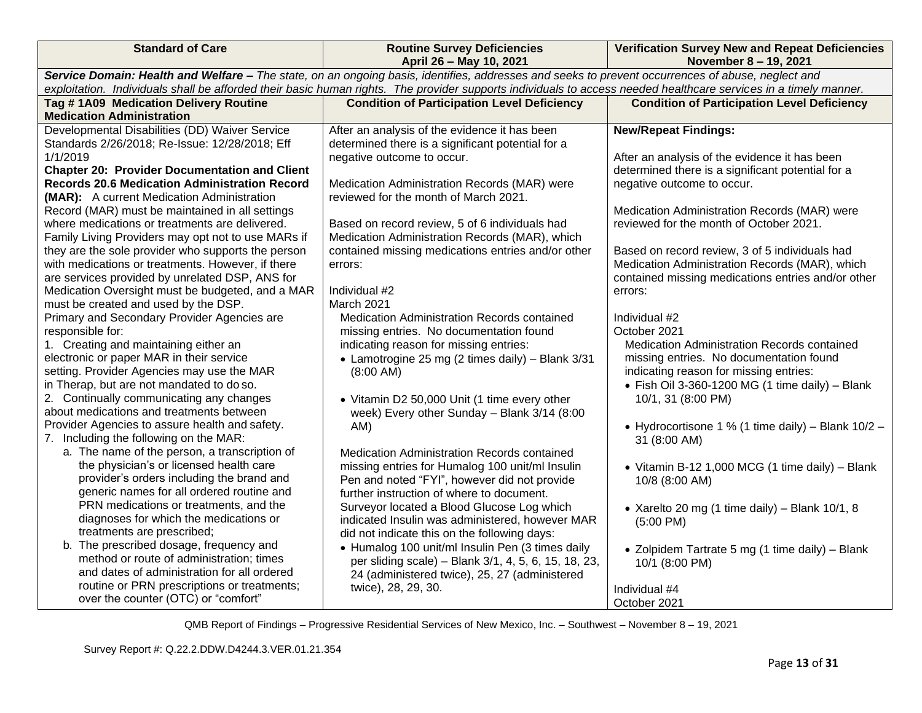| Standard of Care | Routine Survey Deficiencies April 26 – May 10, 2021 | Verification Survey New and Repeat Deficiencies November 8 – 19, 2021 |
|---|---|---|
| ***Service Domain: Health and Welfare –*** *The state, on an ongoing basis, identifies, addresses and seeks to prevent occurrences of abuse, neglect and exploitation. Individuals shall be afforded their basic human rights. The provider supports individuals to access needed healthcare services in a timely manner.* | | |
| **Tag # 1A09 Medication Delivery Routine Medication Administration** | **Condition of Participation Level Deficiency** | **Condition of Participation Level Deficiency** |
| Developmental Disabilities (DD) Waiver Service Standards 2/26/2018; Re-Issue: 12/28/2018; Eff 1/1/2019<br>**Chapter 20: Provider Documentation and Client Records 20.6 Medication Administration Record (MAR):** A current Medication Administration Record (MAR) must be maintained in all settings where medications or treatments are delivered. Family Living Providers may opt not to use MARs if they are the sole provider who supports the person with medications or treatments. However, if there are services provided by unrelated DSP, ANS for Medication Oversight must be budgeted, and a MAR must be created and used by the DSP.<br>Primary and Secondary Provider Agencies are responsible for:<br>1. Creating and maintaining either an electronic or paper MAR in their service setting. Provider Agencies may use the MAR in Therap, but are not mandated to do so.<br>2. Continually communicating any changes about medications and treatments between Provider Agencies to assure health and safety.<br>7. Including the following on the MAR:<br>a. The name of the person, a transcription of the physician's or licensed health care provider's orders including the brand and generic names for all ordered routine and PRN medications or treatments, and the diagnoses for which the medications or treatments are prescribed;<br>b. The prescribed dosage, frequency and method or route of administration; times and dates of administration for all ordered routine or PRN prescriptions or treatments; over the counter (OTC) or "comfort" | After an analysis of the evidence it has been determined there is a significant potential for a negative outcome to occur.<br><br>Medication Administration Records (MAR) were reviewed for the month of March 2021.<br><br>Based on record review, 5 of 6 individuals had Medication Administration Records (MAR), which contained missing medications entries and/or other errors:<br><br>Individual #2<br>March 2021<br>Medication Administration Records contained missing entries. No documentation found indicating reason for missing entries:<br>• Lamotrogine 25 mg (2 times daily) – Blank 3/31 (8:00 AM)<br><br>• Vitamin D2 50,000 Unit (1 time every other week) Every other Sunday – Blank 3/14 (8:00 AM)<br><br>Medication Administration Records contained missing entries for Humalog 100 unit/ml Insulin Pen and noted "FYI", however did not provide further instruction of where to document. Surveyor located a Blood Glucose Log which indicated Insulin was administered, however MAR did not indicate this on the following days:<br>• Humalog 100 unit/ml Insulin Pen (3 times daily per sliding scale) – Blank 3/1, 4, 5, 6, 15, 18, 23, 24 (administered twice), 25, 27 (administered twice), 28, 29, 30. | **New/Repeat Findings:**<br><br>After an analysis of the evidence it has been determined there is a significant potential for a negative outcome to occur.<br><br>Medication Administration Records (MAR) were reviewed for the month of October 2021.<br><br>Based on record review, 3 of 5 individuals had Medication Administration Records (MAR), which contained missing medications entries and/or other errors:<br><br>Individual #2<br>October 2021<br>Medication Administration Records contained missing entries. No documentation found indicating reason for missing entries:<br>• Fish Oil 3-360-1200 MG (1 time daily) – Blank 10/1, 31 (8:00 PM)<br><br>• Hydrocortisone 1 % (1 time daily) – Blank 10/2 – 31 (8:00 AM)<br><br>• Vitamin B-12 1,000 MCG (1 time daily) – Blank 10/8 (8:00 AM)<br><br>• Xarelto 20 mg (1 time daily) – Blank 10/1, 8 (5:00 PM)<br><br>• Zolpidem Tartrate 5 mg (1 time daily) – Blank 10/1 (8:00 PM)<br><br>Individual #4<br>October 2021 |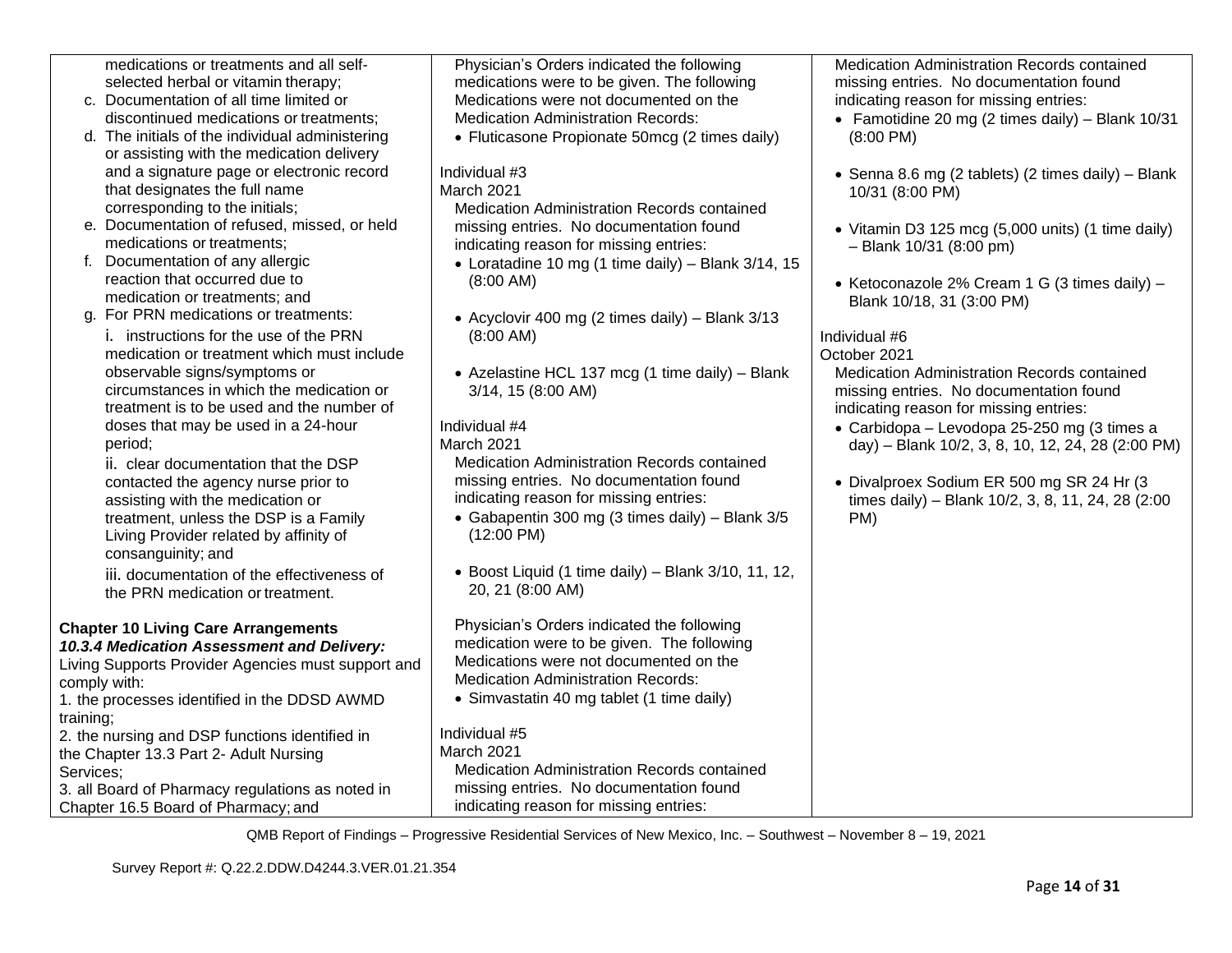| | | |
|---|---|---|
| medications or treatments and all self-selected herbal or vitamin therapy;<br>c. Documentation of all time limited or discontinued medications or treatments;<br>d. The initials of the individual administering or assisting with the medication delivery and a signature page or electronic record that designates the full name corresponding to the initials;<br>e. Documentation of refused, missed, or held medications or treatments;<br>f. Documentation of any allergic reaction that occurred due to medication or treatments; and<br>g. For PRN medications or treatments:<br>i. instructions for the use of the PRN medication or treatment which must include observable signs/symptoms or circumstances in which the medication or treatment is to be used and the number of doses that may be used in a 24-hour period;<br>ii. clear documentation that the DSP contacted the agency nurse prior to assisting with the medication or treatment, unless the DSP is a Family Living Provider related by affinity of consanguinity; and<br>iii. documentation of the effectiveness of the PRN medication or treatment.<br><br>**Chapter 10 Living Care Arrangements**<br>***10.3.4 Medication Assessment and Delivery:***<br>Living Supports Provider Agencies must support and comply with:<br>1. the processes identified in the DDSD AWMD training;<br>2. the nursing and DSP functions identified in the Chapter 13.3 Part 2- Adult Nursing Services;<br>3. all Board of Pharmacy regulations as noted in Chapter 16.5 Board of Pharmacy; and | Physician's Orders indicated the following medications were to be given. The following Medications were not documented on the Medication Administration Records:<br>• Fluticasone Propionate 50mcg (2 times daily)<br><br>Individual #3<br>March 2021<br>Medication Administration Records contained missing entries. No documentation found indicating reason for missing entries:<br>• Loratadine 10 mg (1 time daily) – Blank 3/14, 15 (8:00 AM)<br>• Acyclovir 400 mg (2 times daily) – Blank 3/13 (8:00 AM)<br>• Azelastine HCL 137 mcg (1 time daily) – Blank 3/14, 15 (8:00 AM)<br><br>Individual #4<br>March 2021<br>Medication Administration Records contained missing entries. No documentation found indicating reason for missing entries:<br>• Gabapentin 300 mg (3 times daily) – Blank 3/5 (12:00 PM)<br>• Boost Liquid (1 time daily) – Blank 3/10, 11, 12, 20, 21 (8:00 AM)<br><br>Physician's Orders indicated the following medication were to be given. The following Medications were not documented on the Medication Administration Records:<br>• Simvastatin 40 mg tablet (1 time daily)<br><br>Individual #5<br>March 2021<br>Medication Administration Records contained missing entries. No documentation found indicating reason for missing entries: | Medication Administration Records contained missing entries. No documentation found indicating reason for missing entries:<br>• Famotidine 20 mg (2 times daily) – Blank 10/31 (8:00 PM)<br>• Senna 8.6 mg (2 tablets) (2 times daily) – Blank 10/31 (8:00 PM)<br>• Vitamin D3 125 mcg (5,000 units) (1 time daily) – Blank 10/31 (8:00 pm)<br>• Ketoconazole 2% Cream 1 G (3 times daily) – Blank 10/18, 31 (3:00 PM)<br><br>Individual #6<br>October 2021<br>Medication Administration Records contained missing entries. No documentation found indicating reason for missing entries:<br>• Carbidopa – Levodopa 25-250 mg (3 times a day) – Blank 10/2, 3, 8, 10, 12, 24, 28 (2:00 PM)<br>• Divalproex Sodium ER 500 mg SR 24 Hr (3 times daily) – Blank 10/2, 3, 8, 11, 24, 28 (2:00 PM) |

QMB Report of Findings – Progressive Residential Services of New Mexico, Inc. – Southwest – November 8 – 19, 2021

Survey Report #: Q.22.2.DDW.D4244.3.VER.01.21.354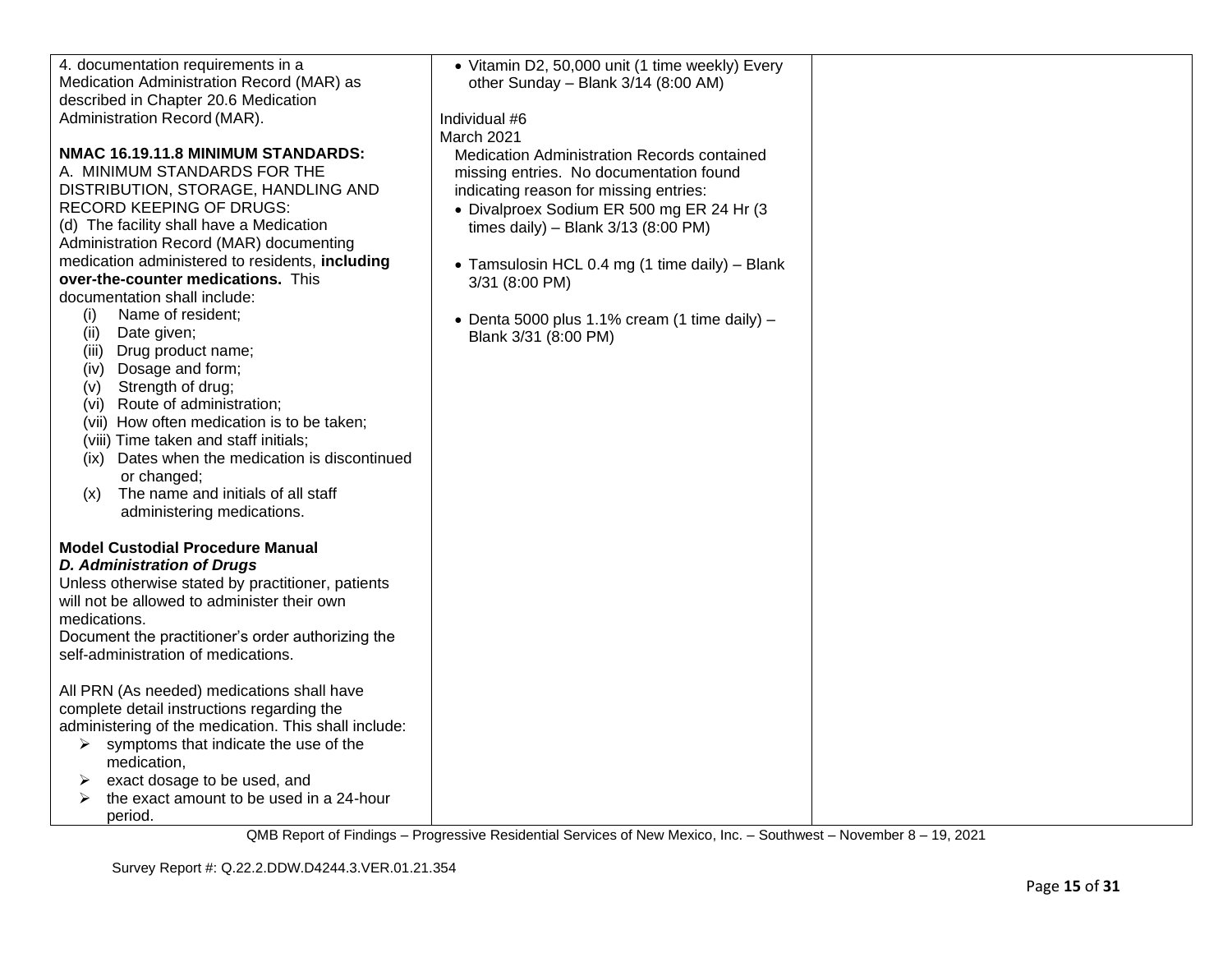| | | |
|---|---|---|
| 4. documentation requirements in a Medication Administration Record (MAR) as described in Chapter 20.6 Medication Administration Record (MAR).<br><br>**NMAC 16.19.11.8 MINIMUM STANDARDS:**<br>A. MINIMUM STANDARDS FOR THE DISTRIBUTION, STORAGE, HANDLING AND RECORD KEEPING OF DRUGS:<br>(d) The facility shall have a Medication Administration Record (MAR) documenting medication administered to residents, **including over-the-counter medications.** This documentation shall include:<br>(i) Name of resident;<br>(ii) Date given;<br>(iii) Drug product name;<br>(iv) Dosage and form;<br>(v) Strength of drug;<br>(vi) Route of administration;<br>(vii) How often medication is to be taken;<br>(viii) Time taken and staff initials;<br>(ix) Dates when the medication is discontinued or changed;<br>(x) The name and initials of all staff administering medications.<br><br>**Model Custodial Procedure Manual**<br>***D. Administration of Drugs***<br>Unless otherwise stated by practitioner, patients will not be allowed to administer their own medications.<br>Document the practitioner's order authorizing the self-administration of medications.<br><br>All PRN (As needed) medications shall have complete detail instructions regarding the administering of the medication. This shall include:<br>➢ symptoms that indicate the use of the medication,<br>➢ exact dosage to be used, and<br>➢ the exact amount to be used in a 24-hour period. | • Vitamin D2, 50,000 unit (1 time weekly) Every other Sunday – Blank 3/14 (8:00 AM)<br><br>Individual #6<br>March 2021<br>Medication Administration Records contained missing entries. No documentation found indicating reason for missing entries:<br>• Divalproex Sodium ER 500 mg ER 24 Hr (3 times daily) – Blank 3/13 (8:00 PM)<br><br>• Tamsulosin HCL 0.4 mg (1 time daily) – Blank 3/31 (8:00 PM)<br><br>• Denta 5000 plus 1.1% cream (1 time daily) – Blank 3/31 (8:00 PM) | |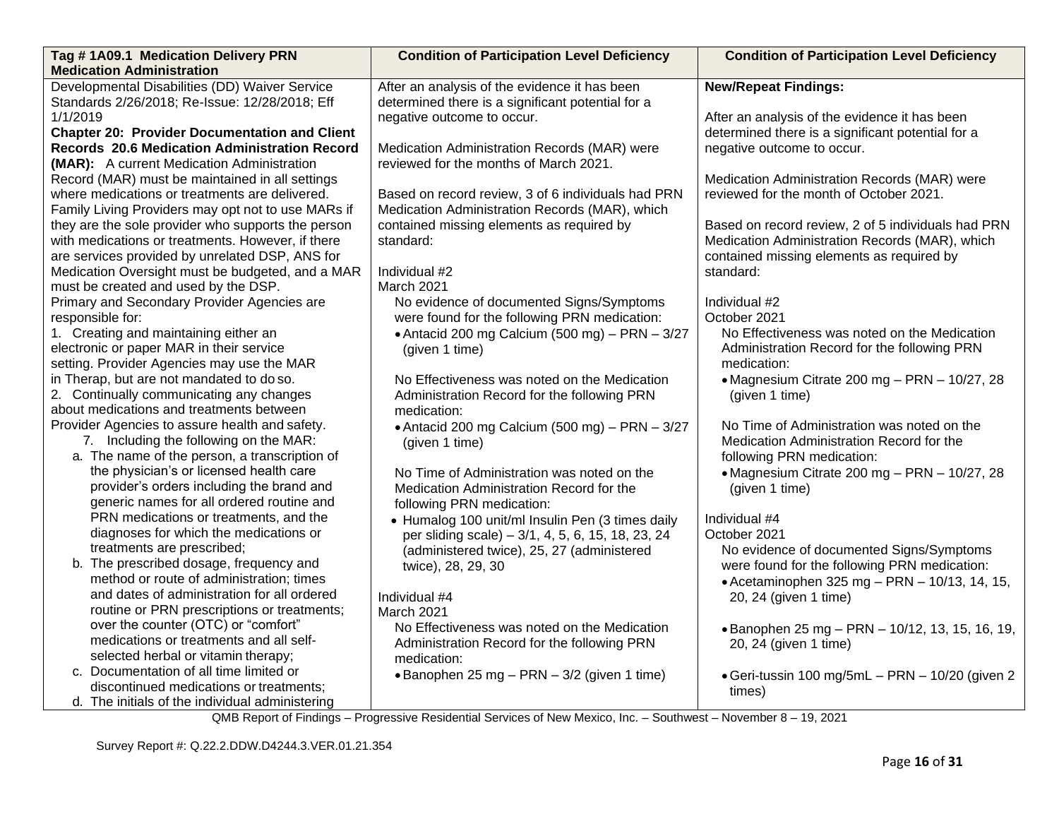| Tag # 1A09.1 Medication Delivery PRN Medication Administration | Condition of Participation Level Deficiency | Condition of Participation Level Deficiency |
|---|---|---|
| Developmental Disabilities (DD) Waiver Service Standards 2/26/2018; Re-Issue: 12/28/2018; Eff 1/1/2019<br>**Chapter 20: Provider Documentation and Client Records 20.6 Medication Administration Record (MAR):** A current Medication Administration Record (MAR) must be maintained in all settings where medications or treatments are delivered. Family Living Providers may opt not to use MARs if they are the sole provider who supports the person with medications or treatments. However, if there are services provided by unrelated DSP, ANS for Medication Oversight must be budgeted, and a MAR must be created and used by the DSP.<br>Primary and Secondary Provider Agencies are responsible for:<br>1. Creating and maintaining either an electronic or paper MAR in their service setting. Provider Agencies may use the MAR in Therap, but are not mandated to do so.<br>2. Continually communicating any changes about medications and treatments between Provider Agencies to assure health and safety.<br>7. Including the following on the MAR:<br>a. The name of the person, a transcription of the physician's or licensed health care provider's orders including the brand and generic names for all ordered routine and PRN medications or treatments, and the diagnoses for which the medications or treatments are prescribed;<br>b. The prescribed dosage, frequency and method or route of administration; times and dates of administration for all ordered routine or PRN prescriptions or treatments; over the counter (OTC) or "comfort" medications or treatments and all self-selected herbal or vitamin therapy;<br>c. Documentation of all time limited or discontinued medications or treatments;<br>d. The initials of the individual administering | After an analysis of the evidence it has been determined there is a significant potential for a negative outcome to occur.<br><br>Medication Administration Records (MAR) were reviewed for the months of March 2021.<br><br>Based on record review, 3 of 6 individuals had PRN Medication Administration Records (MAR), which contained missing elements as required by standard:<br><br>Individual #2<br>March 2021<br>No evidence of documented Signs/Symptoms were found for the following PRN medication:<br>• Antacid 200 mg Calcium (500 mg) – PRN – 3/27 (given 1 time)<br><br>No Effectiveness was noted on the Medication Administration Record for the following PRN medication:<br>• Antacid 200 mg Calcium (500 mg) – PRN – 3/27 (given 1 time)<br><br>No Time of Administration was noted on the Medication Administration Record for the following PRN medication:<br>• Humalog 100 unit/ml Insulin Pen (3 times daily per sliding scale) – 3/1, 4, 5, 6, 15, 18, 23, 24 (administered twice), 25, 27 (administered twice), 28, 29, 30<br><br>Individual #4<br>March 2021<br>No Effectiveness was noted on the Medication Administration Record for the following PRN medication:<br>• Banophen 25 mg – PRN – 3/2 (given 1 time) | **New/Repeat Findings:**<br><br>After an analysis of the evidence it has been determined there is a significant potential for a negative outcome to occur.<br><br>Medication Administration Records (MAR) were reviewed for the month of October 2021.<br><br>Based on record review, 2 of 5 individuals had PRN Medication Administration Records (MAR), which contained missing elements as required by standard:<br><br>Individual #2<br>October 2021<br>No Effectiveness was noted on the Medication Administration Record for the following PRN medication:<br>• Magnesium Citrate 200 mg – PRN – 10/27, 28 (given 1 time)<br><br>No Time of Administration was noted on the Medication Administration Record for the following PRN medication:<br>• Magnesium Citrate 200 mg – PRN – 10/27, 28 (given 1 time)<br><br>Individual #4<br>October 2021<br>No evidence of documented Signs/Symptoms were found for the following PRN medication:<br>• Acetaminophen 325 mg – PRN – 10/13, 14, 15, 20, 24 (given 1 time)<br><br>• Banophen 25 mg – PRN – 10/12, 13, 15, 16, 19, 20, 24 (given 1 time)<br><br>• Geri-tussin 100 mg/5mL – PRN – 10/20 (given 2 times) |

QMB Report of Findings – Progressive Residential Services of New Mexico, Inc. – Southwest – November 8 – 19, 2021

Survey Report #: Q.22.2.DDW.D4244.3.VER.01.21.354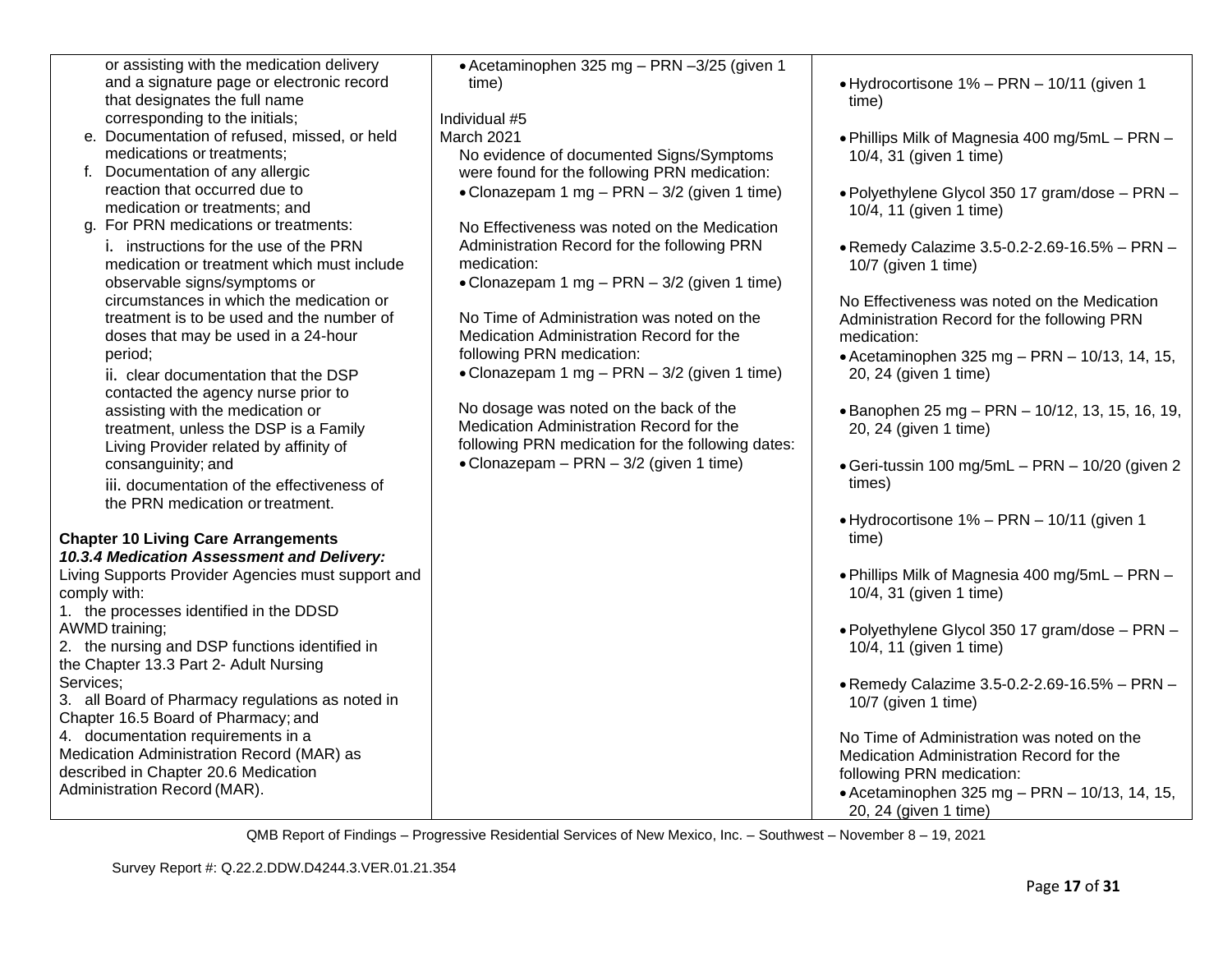| | | |
|---|---|---|
| or assisting with the medication delivery and a signature page or electronic record that designates the full name corresponding to the initials;<br>e. Documentation of refused, missed, or held medications or treatments;<br>f. Documentation of any allergic reaction that occurred due to medication or treatments; and<br>g. For PRN medications or treatments:<br>i. instructions for the use of the PRN medication or treatment which must include observable signs/symptoms or circumstances in which the medication or treatment is to be used and the number of doses that may be used in a 24-hour period;<br>ii. clear documentation that the DSP contacted the agency nurse prior to assisting with the medication or treatment, unless the DSP is a Family Living Provider related by affinity of consanguinity; and<br>iii. documentation of the effectiveness of the PRN medication or treatment.<br><br>**Chapter 10 Living Care Arrangements**<br>***10.3.4 Medication Assessment and Delivery:***<br>Living Supports Provider Agencies must support and comply with:<br>1. the processes identified in the DDSD AWMD training;<br>2. the nursing and DSP functions identified in the Chapter 13.3 Part 2- Adult Nursing Services;<br>3. all Board of Pharmacy regulations as noted in Chapter 16.5 Board of Pharmacy; and<br>4. documentation requirements in a Medication Administration Record (MAR) as described in Chapter 20.6 Medication Administration Record (MAR). | • Acetaminophen 325 mg – PRN –3/25 (given 1 time)<br><br>Individual #5<br>March 2021<br>No evidence of documented Signs/Symptoms were found for the following PRN medication:<br>• Clonazepam 1 mg – PRN – 3/2 (given 1 time)<br><br>No Effectiveness was noted on the Medication Administration Record for the following PRN medication:<br>• Clonazepam 1 mg – PRN – 3/2 (given 1 time)<br><br>No Time of Administration was noted on the Medication Administration Record for the following PRN medication:<br>• Clonazepam 1 mg – PRN – 3/2 (given 1 time)<br><br>No dosage was noted on the back of the Medication Administration Record for the following PRN medication for the following dates:<br>• Clonazepam – PRN – 3/2 (given 1 time) | • Hydrocortisone 1% – PRN – 10/11 (given 1 time)<br><br>• Phillips Milk of Magnesia 400 mg/5mL – PRN – 10/4, 31 (given 1 time)<br><br>• Polyethylene Glycol 350 17 gram/dose – PRN – 10/4, 11 (given 1 time)<br><br>• Remedy Calazime 3.5-0.2-2.69-16.5% – PRN – 10/7 (given 1 time)<br><br>No Effectiveness was noted on the Medication Administration Record for the following PRN medication:<br>• Acetaminophen 325 mg – PRN – 10/13, 14, 15, 20, 24 (given 1 time)<br><br>• Banophen 25 mg – PRN – 10/12, 13, 15, 16, 19, 20, 24 (given 1 time)<br><br>• Geri-tussin 100 mg/5mL – PRN – 10/20 (given 2 times)<br><br>• Hydrocortisone 1% – PRN – 10/11 (given 1 time)<br><br>• Phillips Milk of Magnesia 400 mg/5mL – PRN – 10/4, 31 (given 1 time)<br><br>• Polyethylene Glycol 350 17 gram/dose – PRN – 10/4, 11 (given 1 time)<br><br>• Remedy Calazime 3.5-0.2-2.69-16.5% – PRN – 10/7 (given 1 time)<br><br>No Time of Administration was noted on the Medication Administration Record for the following PRN medication:<br>• Acetaminophen 325 mg – PRN – 10/13, 14, 15, 20, 24 (given 1 time) |

QMB Report of Findings – Progressive Residential Services of New Mexico, Inc. – Southwest – November 8 – 19, 2021

Survey Report #: Q.22.2.DDW.D4244.3.VER.01.21.354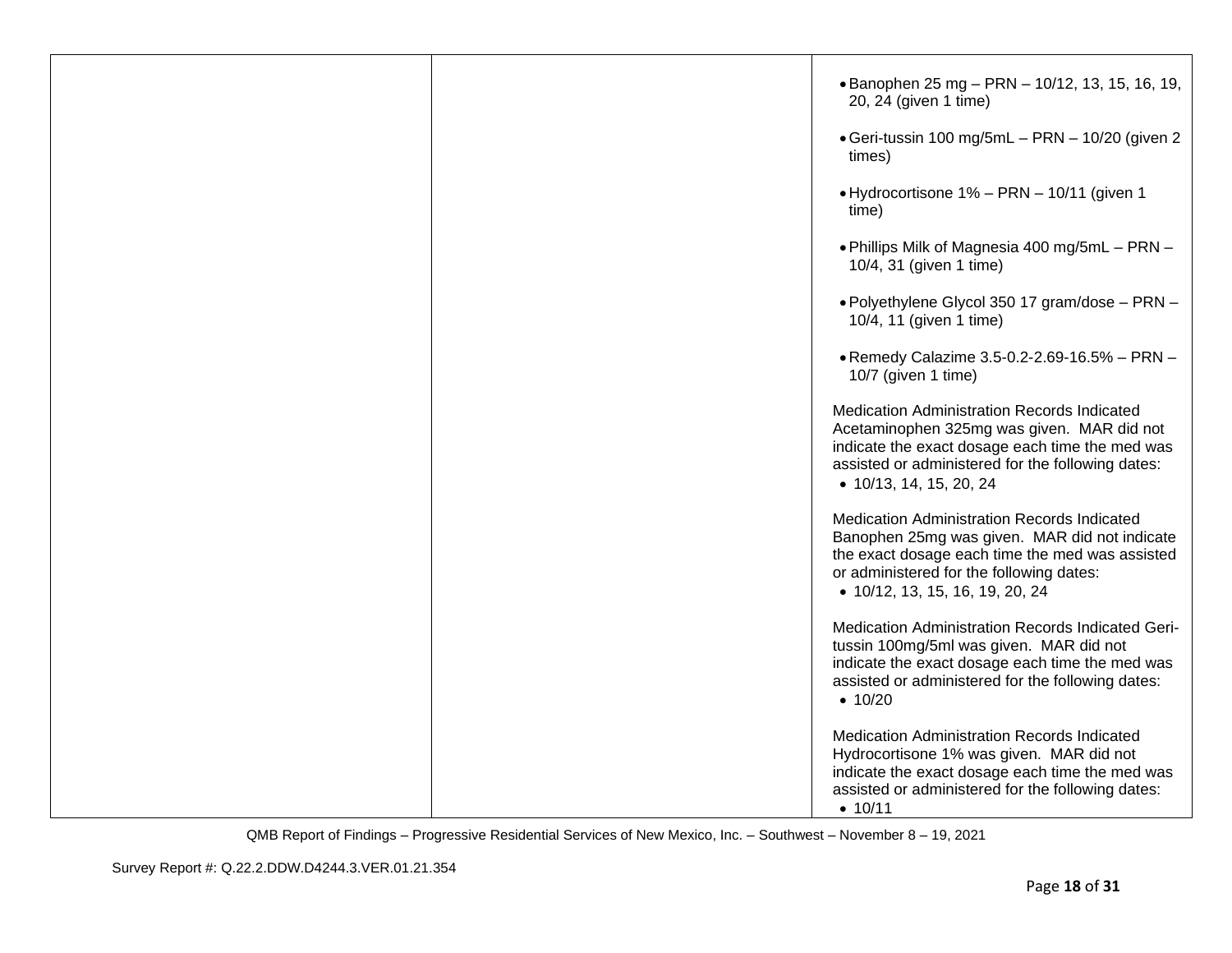| | | |
|---|---|---|
| | | • Banophen 25 mg – PRN – 10/12, 13, 15, 16, 19, 20, 24 (given 1 time)<br><br>• Geri-tussin 100 mg/5mL – PRN – 10/20 (given 2 times)<br><br>• Hydrocortisone 1% – PRN – 10/11 (given 1 time)<br><br>• Phillips Milk of Magnesia 400 mg/5mL – PRN – 10/4, 31 (given 1 time)<br><br>• Polyethylene Glycol 350 17 gram/dose – PRN – 10/4, 11 (given 1 time)<br><br>• Remedy Calazime 3.5-0.2-2.69-16.5% – PRN – 10/7 (given 1 time)<br><br>Medication Administration Records Indicated Acetaminophen 325mg was given. MAR did not indicate the exact dosage each time the med was assisted or administered for the following dates:<br>• 10/13, 14, 15, 20, 24<br><br>Medication Administration Records Indicated Banophen 25mg was given. MAR did not indicate the exact dosage each time the med was assisted or administered for the following dates:<br>• 10/12, 13, 15, 16, 19, 20, 24<br><br>Medication Administration Records Indicated Geri-tussin 100mg/5ml was given. MAR did not indicate the exact dosage each time the med was assisted or administered for the following dates:<br>• 10/20<br><br>Medication Administration Records Indicated Hydrocortisone 1% was given. MAR did not indicate the exact dosage each time the med was assisted or administered for the following dates:<br>• 10/11 |

QMB Report of Findings – Progressive Residential Services of New Mexico, Inc. – Southwest – November 8 – 19, 2021

Survey Report #: Q.22.2.DDW.D4244.3.VER.01.21.354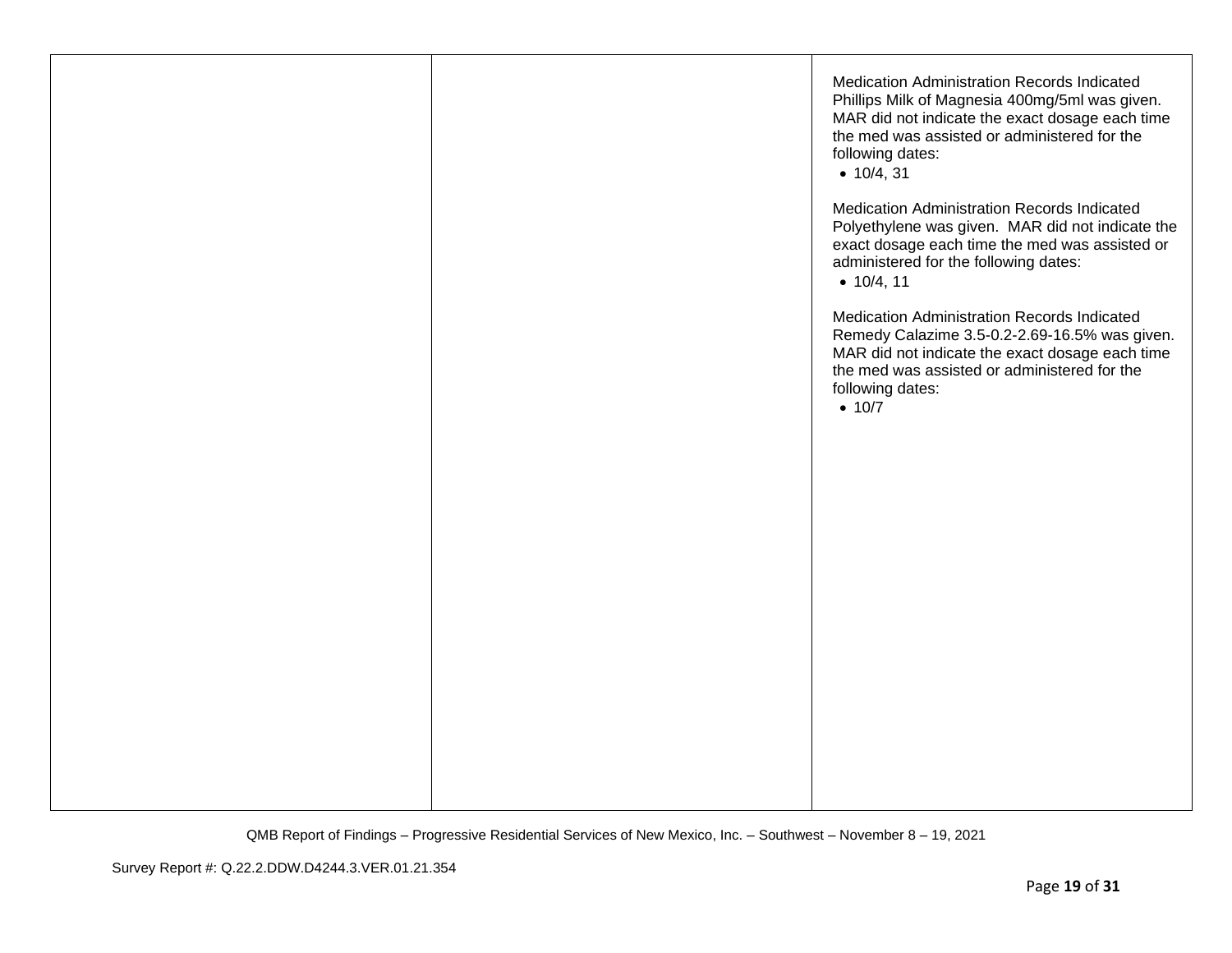| | | |
|---|---|---|
| | | Medication Administration Records Indicated Phillips Milk of Magnesia 400mg/5ml was given. MAR did not indicate the exact dosage each time the med was assisted or administered for the following dates:<br>• 10/4, 31<br><br>Medication Administration Records Indicated Polyethylene was given. MAR did not indicate the exact dosage each time the med was assisted or administered for the following dates:<br>• 10/4, 11<br><br>Medication Administration Records Indicated Remedy Calazime 3.5-0.2-2.69-16.5% was given. MAR did not indicate the exact dosage each time the med was assisted or administered for the following dates:<br>• 10/7 |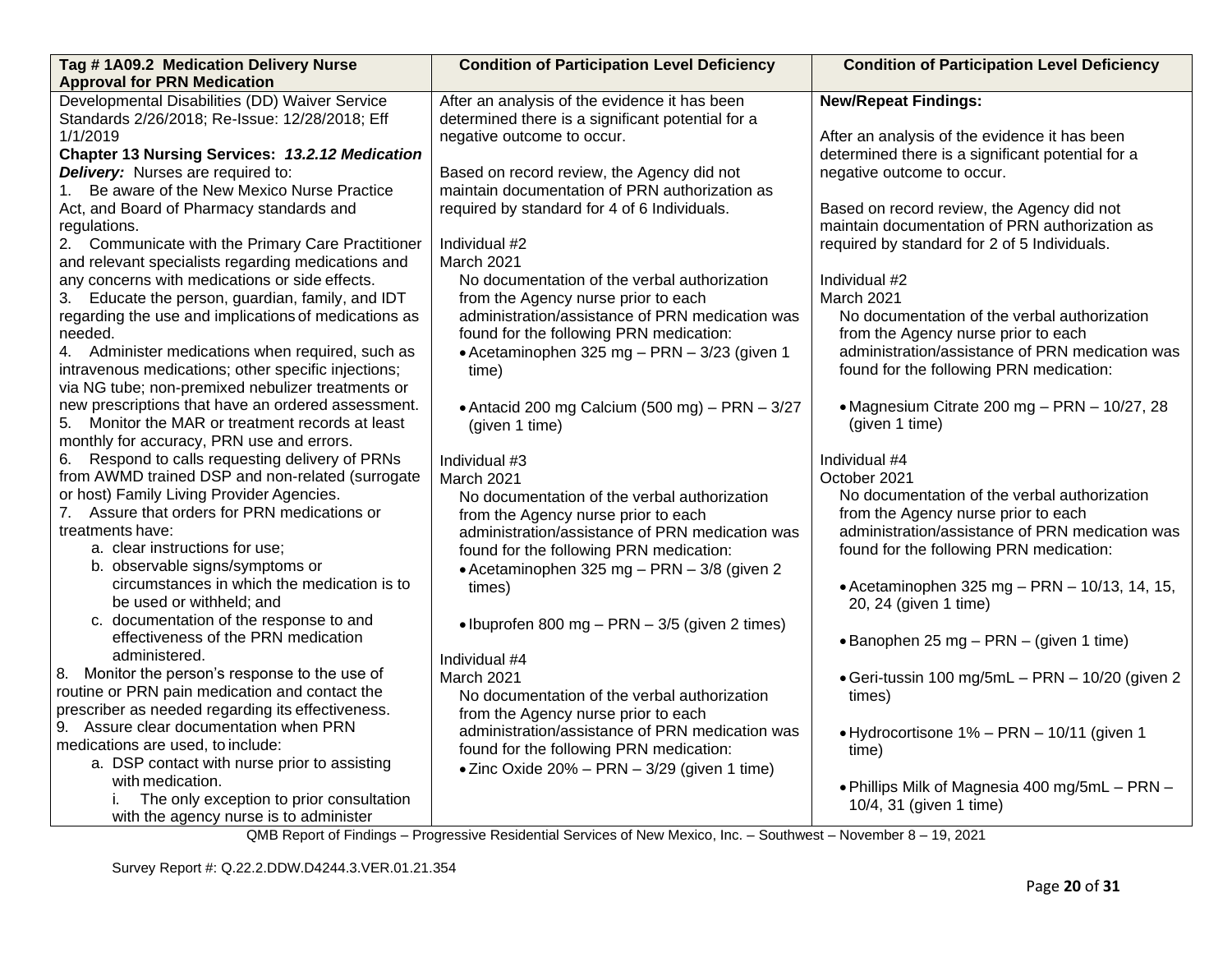| Tag # 1A09.2 Medication Delivery Nurse Approval for PRN Medication | Condition of Participation Level Deficiency | Condition of Participation Level Deficiency |
|---|---|---|
| Developmental Disabilities (DD) Waiver Service Standards 2/26/2018; Re-Issue: 12/28/2018; Eff 1/1/2019<br>**Chapter 13 Nursing Services: *13.2.12 Medication Delivery:*** Nurses are required to:<br>1. Be aware of the New Mexico Nurse Practice Act, and Board of Pharmacy standards and regulations.<br>2. Communicate with the Primary Care Practitioner and relevant specialists regarding medications and any concerns with medications or side effects.<br>3. Educate the person, guardian, family, and IDT regarding the use and implications of medications as needed.<br>4. Administer medications when required, such as intravenous medications; other specific injections; via NG tube; non-premixed nebulizer treatments or new prescriptions that have an ordered assessment.<br>5. Monitor the MAR or treatment records at least monthly for accuracy, PRN use and errors.<br>6. Respond to calls requesting delivery of PRNs from AWMD trained DSP and non-related (surrogate or host) Family Living Provider Agencies.<br>7. Assure that orders for PRN medications or treatments have:<br>a. clear instructions for use;<br>b. observable signs/symptoms or circumstances in which the medication is to be used or withheld; and<br>c. documentation of the response to and effectiveness of the PRN medication administered.<br>8. Monitor the person's response to the use of routine or PRN pain medication and contact the prescriber as needed regarding its effectiveness.<br>9. Assure clear documentation when PRN medications are used, to include:<br>a. DSP contact with nurse prior to assisting with medication.<br>i. The only exception to prior consultation with the agency nurse is to administer | After an analysis of the evidence it has been determined there is a significant potential for a negative outcome to occur.<br><br>Based on record review, the Agency did not maintain documentation of PRN authorization as required by standard for 4 of 6 Individuals.<br><br>Individual #2<br>March 2021<br>No documentation of the verbal authorization from the Agency nurse prior to each administration/assistance of PRN medication was found for the following PRN medication:<br>• Acetaminophen 325 mg – PRN – 3/23 (given 1 time)<br><br>• Antacid 200 mg Calcium (500 mg) – PRN – 3/27 (given 1 time)<br><br>Individual #3<br>March 2021<br>No documentation of the verbal authorization from the Agency nurse prior to each administration/assistance of PRN medication was found for the following PRN medication:<br>• Acetaminophen 325 mg – PRN – 3/8 (given 2 times)<br><br>• Ibuprofen 800 mg – PRN – 3/5 (given 2 times)<br><br>Individual #4<br>March 2021<br>No documentation of the verbal authorization from the Agency nurse prior to each administration/assistance of PRN medication was found for the following PRN medication:<br>• Zinc Oxide 20% – PRN – 3/29 (given 1 time) | **New/Repeat Findings:**<br><br>After an analysis of the evidence it has been determined there is a significant potential for a negative outcome to occur.<br><br>Based on record review, the Agency did not maintain documentation of PRN authorization as required by standard for 2 of 5 Individuals.<br><br>Individual #2<br>March 2021<br>No documentation of the verbal authorization from the Agency nurse prior to each administration/assistance of PRN medication was found for the following PRN medication:<br><br>• Magnesium Citrate 200 mg – PRN – 10/27, 28 (given 1 time)<br><br>Individual #4<br>October 2021<br>No documentation of the verbal authorization from the Agency nurse prior to each administration/assistance of PRN medication was found for the following PRN medication:<br><br>• Acetaminophen 325 mg – PRN – 10/13, 14, 15, 20, 24 (given 1 time)<br><br>• Banophen 25 mg – PRN – (given 1 time)<br><br>• Geri-tussin 100 mg/5mL – PRN – 10/20 (given 2 times)<br><br>• Hydrocortisone 1% – PRN – 10/11 (given 1 time)<br><br>• Phillips Milk of Magnesia 400 mg/5mL – PRN – 10/4, 31 (given 1 time) |

QMB Report of Findings – Progressive Residential Services of New Mexico, Inc. – Southwest – November 8 – 19, 2021

Survey Report #: Q.22.2.DDW.D4244.3.VER.01.21.354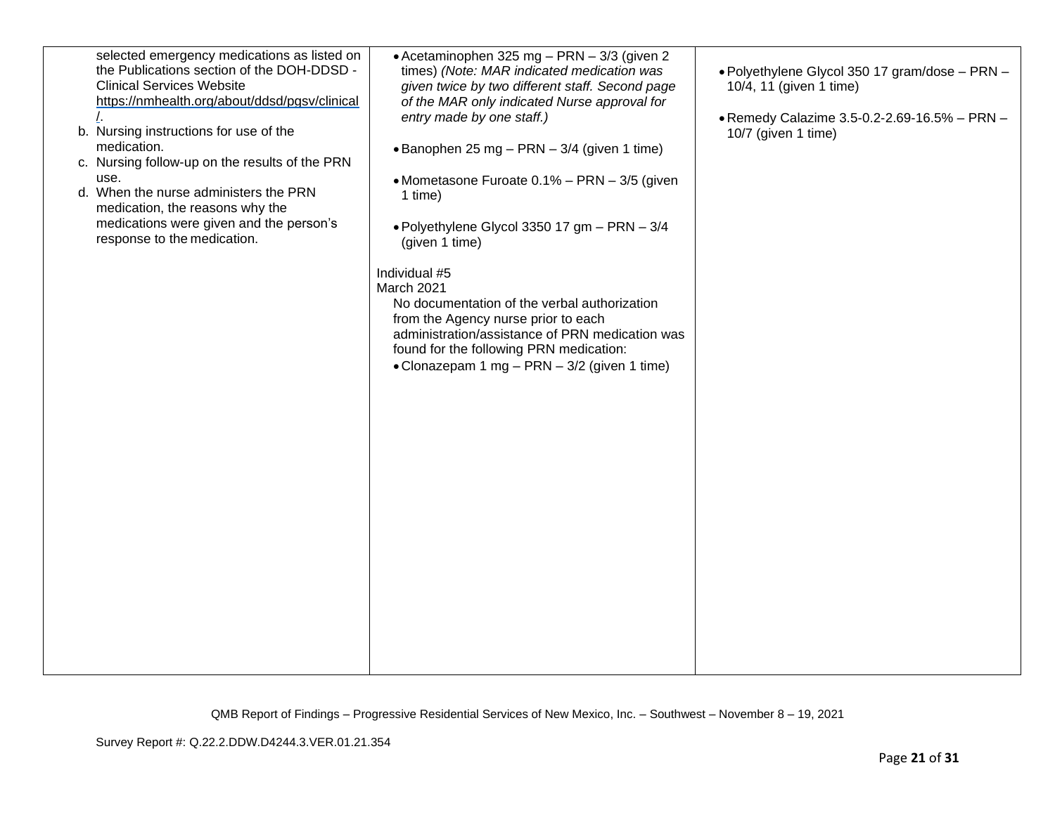| | | |
|---|---|---|
| selected emergency medications as listed on the Publications section of the DOH-DDSD - Clinical Services Website https://nmhealth.org/about/ddsd/pgsv/clinical/.<br>b. Nursing instructions for use of the medication.<br>c. Nursing follow-up on the results of the PRN use.<br>d. When the nurse administers the PRN medication, the reasons why the medications were given and the person's response to the medication. | • Acetaminophen 325 mg – PRN – 3/3 (given 2 times) *(Note: MAR indicated medication was given twice by two different staff. Second page of the MAR only indicated Nurse approval for entry made by one staff.)*<br><br>• Banophen 25 mg – PRN – 3/4 (given 1 time)<br><br>• Mometasone Furoate 0.1% – PRN – 3/5 (given 1 time)<br><br>• Polyethylene Glycol 3350 17 gm – PRN – 3/4 (given 1 time)<br><br>Individual #5<br>March 2021<br>No documentation of the verbal authorization from the Agency nurse prior to each administration/assistance of PRN medication was found for the following PRN medication:<br>• Clonazepam 1 mg – PRN – 3/2 (given 1 time) | • Polyethylene Glycol 350 17 gram/dose – PRN – 10/4, 11 (given 1 time)<br><br>• Remedy Calazime 3.5-0.2-2.69-16.5% – PRN – 10/7 (given 1 time) |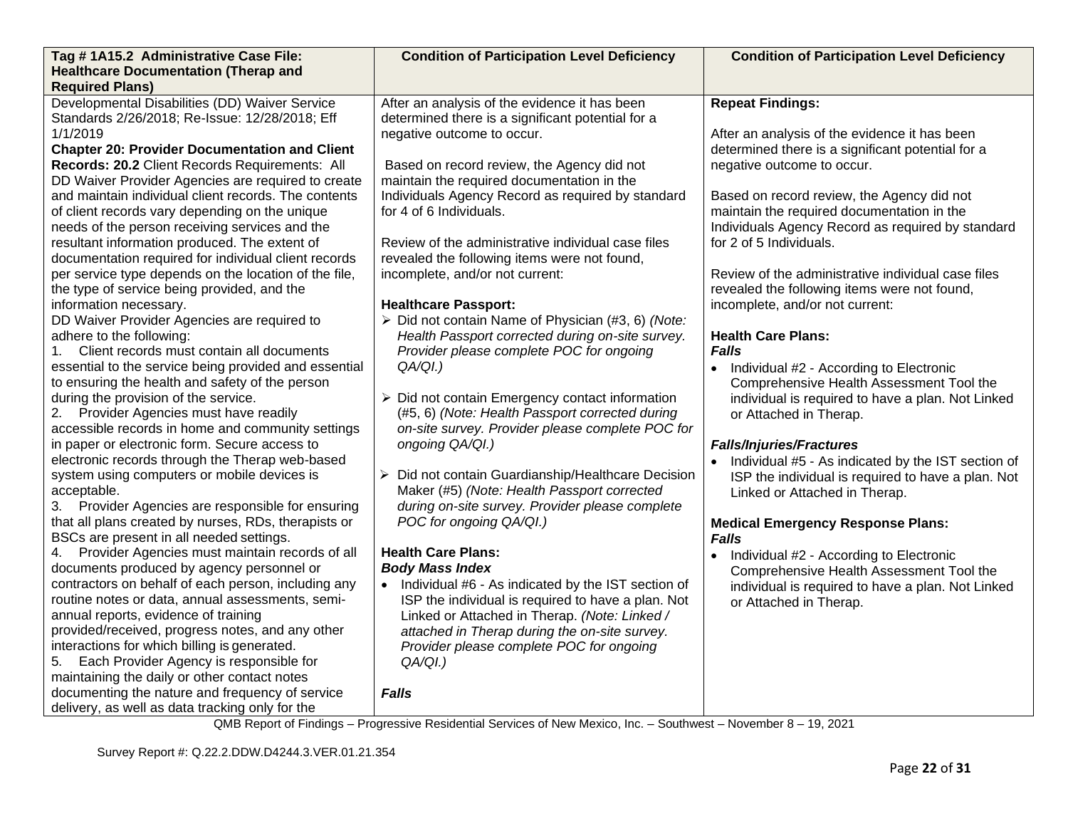| Tag # 1A15.2 Administrative Case File: Healthcare Documentation (Therap and Required Plans) | Condition of Participation Level Deficiency | Condition of Participation Level Deficiency |
|---|---|---|
| Developmental Disabilities (DD) Waiver Service Standards 2/26/2018; Re-Issue: 12/28/2018; Eff 1/1/2019<br>**Chapter 20: Provider Documentation and Client Records: 20.2** Client Records Requirements: All DD Waiver Provider Agencies are required to create and maintain individual client records. The contents of client records vary depending on the unique needs of the person receiving services and the resultant information produced. The extent of documentation required for individual client records per service type depends on the location of the file, the type of service being provided, and the information necessary.<br>DD Waiver Provider Agencies are required to adhere to the following:<br>1. Client records must contain all documents essential to the service being provided and essential to ensuring the health and safety of the person during the provision of the service.<br>2. Provider Agencies must have readily accessible records in home and community settings in paper or electronic form. Secure access to electronic records through the Therap web-based system using computers or mobile devices is acceptable.<br>3. Provider Agencies are responsible for ensuring that all plans created by nurses, RDs, therapists or BSCs are present in all needed settings.<br>4. Provider Agencies must maintain records of all documents produced by agency personnel or contractors on behalf of each person, including any routine notes or data, annual assessments, semi-annual reports, evidence of training provided/received, progress notes, and any other interactions for which billing is generated.<br>5. Each Provider Agency is responsible for maintaining the daily or other contact notes documenting the nature and frequency of service delivery, as well as data tracking only for the | After an analysis of the evidence it has been determined there is a significant potential for a negative outcome to occur.<br><br>Based on record review, the Agency did not maintain the required documentation in the Individuals Agency Record as required by standard for 4 of 6 Individuals.<br><br>Review of the administrative individual case files revealed the following items were not found, incomplete, and/or not current:<br><br>**Healthcare Passport:**<br>➢ Did not contain Name of Physician (#3, 6) *(Note: Health Passport corrected during on-site survey. Provider please complete POC for ongoing QA/QI.)*<br><br>➢ Did not contain Emergency contact information (#5, 6) *(Note: Health Passport corrected during on-site survey. Provider please complete POC for ongoing QA/QI.)*<br><br>➢ Did not contain Guardianship/Healthcare Decision Maker (#5) *(Note: Health Passport corrected during on-site survey. Provider please complete POC for ongoing QA/QI.)*<br><br>**Health Care Plans:**<br>***Body Mass Index***<br>• Individual #6 - As indicated by the IST section of ISP the individual is required to have a plan. Not Linked or Attached in Therap. *(Note: Linked / attached in Therap during the on-site survey. Provider please complete POC for ongoing QA/QI.)*<br><br>***Falls*** | **Repeat Findings:**<br><br>After an analysis of the evidence it has been determined there is a significant potential for a negative outcome to occur.<br><br>Based on record review, the Agency did not maintain the required documentation in the Individuals Agency Record as required by standard for 2 of 5 Individuals.<br><br>Review of the administrative individual case files revealed the following items were not found, incomplete, and/or not current:<br><br>**Health Care Plans:**<br>***Falls***<br>• Individual #2 - According to Electronic Comprehensive Health Assessment Tool the individual is required to have a plan. Not Linked or Attached in Therap.<br><br>***Falls/Injuries/Fractures***<br>• Individual #5 - As indicated by the IST section of ISP the individual is required to have a plan. Not Linked or Attached in Therap.<br><br>**Medical Emergency Response Plans:**<br>***Falls***<br>• Individual #2 - According to Electronic Comprehensive Health Assessment Tool the individual is required to have a plan. Not Linked or Attached in Therap. |

QMB Report of Findings – Progressive Residential Services of New Mexico, Inc. – Southwest – November 8 – 19, 2021

Survey Report #: Q.22.2.DDW.D4244.3.VER.01.21.354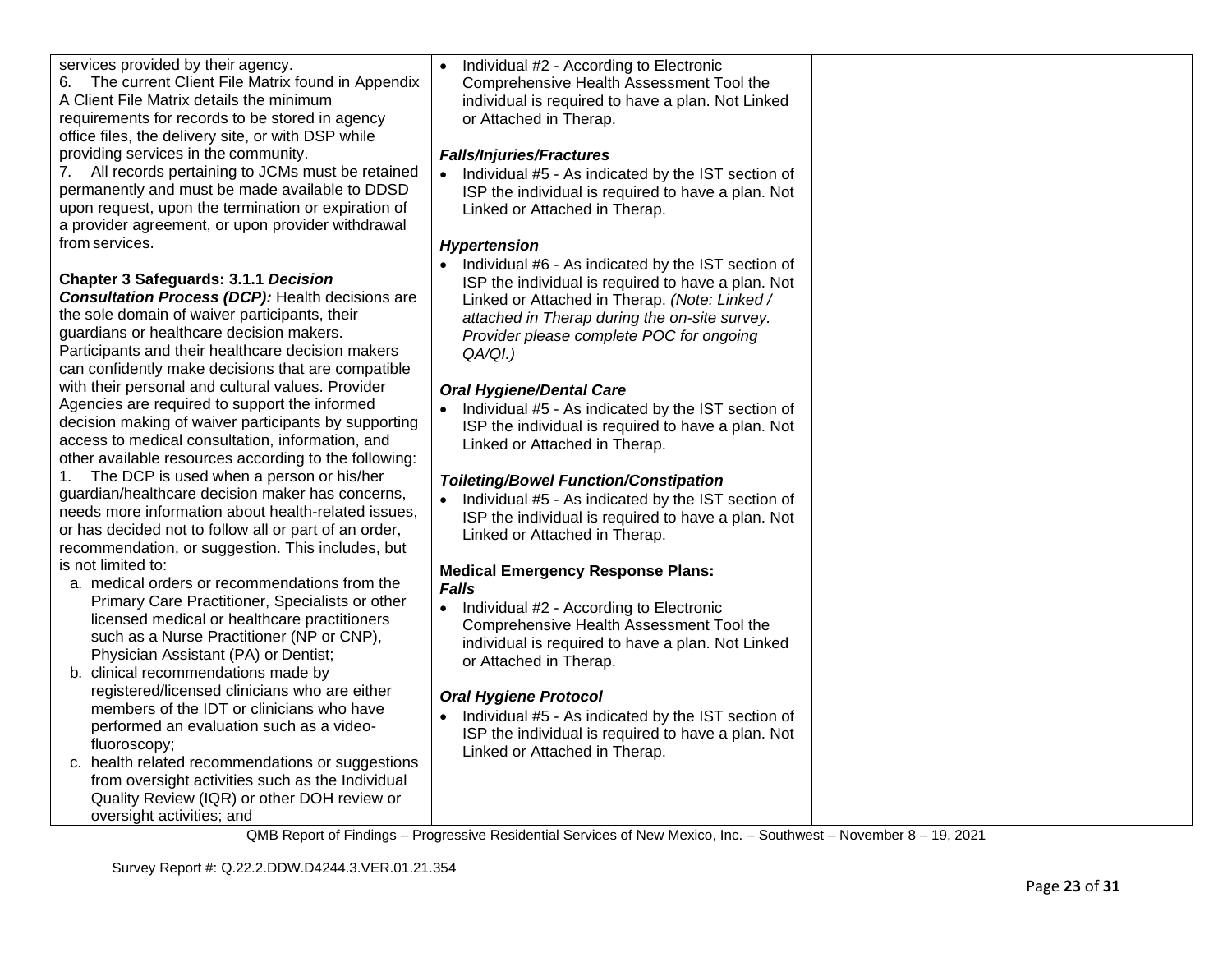| | | |
|---|---|---|
| services provided by their agency.<br>6. The current Client File Matrix found in Appendix A Client File Matrix details the minimum requirements for records to be stored in agency office files, the delivery site, or with DSP while providing services in the community.<br>7. All records pertaining to JCMs must be retained permanently and must be made available to DDSD upon request, upon the termination or expiration of a provider agreement, or upon provider withdrawal from services.<br><br>**Chapter 3 Safeguards: 3.1.1 *Decision Consultation Process (DCP):*** Health decisions are the sole domain of waiver participants, their guardians or healthcare decision makers. Participants and their healthcare decision makers can confidently make decisions that are compatible with their personal and cultural values. Provider Agencies are required to support the informed decision making of waiver participants by supporting access to medical consultation, information, and other available resources according to the following:<br>1. The DCP is used when a person or his/her guardian/healthcare decision maker has concerns, needs more information about health-related issues, or has decided not to follow all or part of an order, recommendation, or suggestion. This includes, but is not limited to:<br>a. medical orders or recommendations from the Primary Care Practitioner, Specialists or other licensed medical or healthcare practitioners such as a Nurse Practitioner (NP or CNP), Physician Assistant (PA) or Dentist;<br>b. clinical recommendations made by registered/licensed clinicians who are either members of the IDT or clinicians who have performed an evaluation such as a video-fluoroscopy;<br>c. health related recommendations or suggestions from oversight activities such as the Individual Quality Review (IQR) or other DOH review or oversight activities; and | • Individual #2 - According to Electronic Comprehensive Health Assessment Tool the individual is required to have a plan. Not Linked or Attached in Therap.<br><br>***Falls/Injuries/Fractures***<br>• Individual #5 - As indicated by the IST section of ISP the individual is required to have a plan. Not Linked or Attached in Therap.<br><br>***Hypertension***<br>• Individual #6 - As indicated by the IST section of ISP the individual is required to have a plan. Not Linked or Attached in Therap. *(Note: Linked / attached in Therap during the on-site survey. Provider please complete POC for ongoing QA/QI.)*<br><br>***Oral Hygiene/Dental Care***<br>• Individual #5 - As indicated by the IST section of ISP the individual is required to have a plan. Not Linked or Attached in Therap.<br><br>***Toileting/Bowel Function/Constipation***<br>• Individual #5 - As indicated by the IST section of ISP the individual is required to have a plan. Not Linked or Attached in Therap.<br><br>**Medical Emergency Response Plans:**<br>***Falls***<br>• Individual #2 - According to Electronic Comprehensive Health Assessment Tool the individual is required to have a plan. Not Linked or Attached in Therap.<br><br>***Oral Hygiene Protocol***<br>• Individual #5 - As indicated by the IST section of ISP the individual is required to have a plan. Not Linked or Attached in Therap. | |

QMB Report of Findings – Progressive Residential Services of New Mexico, Inc. – Southwest – November 8 – 19, 2021

Survey Report #: Q.22.2.DDW.D4244.3.VER.01.21.354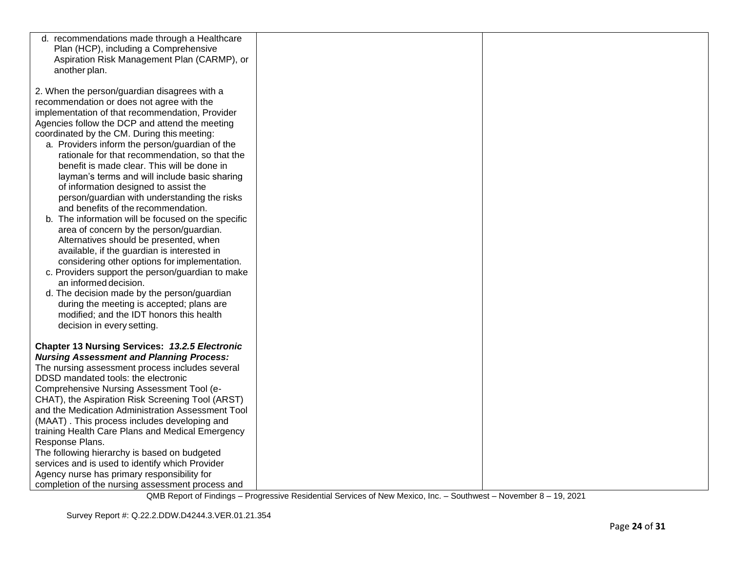| | | |
|---|---|---|
| d. recommendations made through a Healthcare Plan (HCP), including a Comprehensive Aspiration Risk Management Plan (CARMP), or another plan.<br><br>2. When the person/guardian disagrees with a recommendation or does not agree with the implementation of that recommendation, Provider Agencies follow the DCP and attend the meeting coordinated by the CM. During this meeting:<br>a. Providers inform the person/guardian of the rationale for that recommendation, so that the benefit is made clear. This will be done in layman's terms and will include basic sharing of information designed to assist the person/guardian with understanding the risks and benefits of the recommendation.<br>b. The information will be focused on the specific area of concern by the person/guardian. Alternatives should be presented, when available, if the guardian is interested in considering other options for implementation.<br>c. Providers support the person/guardian to make an informed decision.<br>d. The decision made by the person/guardian during the meeting is accepted; plans are modified; and the IDT honors this health decision in every setting.<br><br>**Chapter 13 Nursing Services:** ***13.2.5 Electronic Nursing Assessment and Planning Process:***<br>The nursing assessment process includes several DDSD mandated tools: the electronic Comprehensive Nursing Assessment Tool (e-CHAT), the Aspiration Risk Screening Tool (ARST) and the Medication Administration Assessment Tool (MAAT) . This process includes developing and training Health Care Plans and Medical Emergency Response Plans.<br>The following hierarchy is based on budgeted services and is used to identify which Provider Agency nurse has primary responsibility for completion of the nursing assessment process and | | |

QMB Report of Findings – Progressive Residential Services of New Mexico, Inc. – Southwest – November 8 – 19, 2021

Survey Report #: Q.22.2.DDW.D4244.3.VER.01.21.354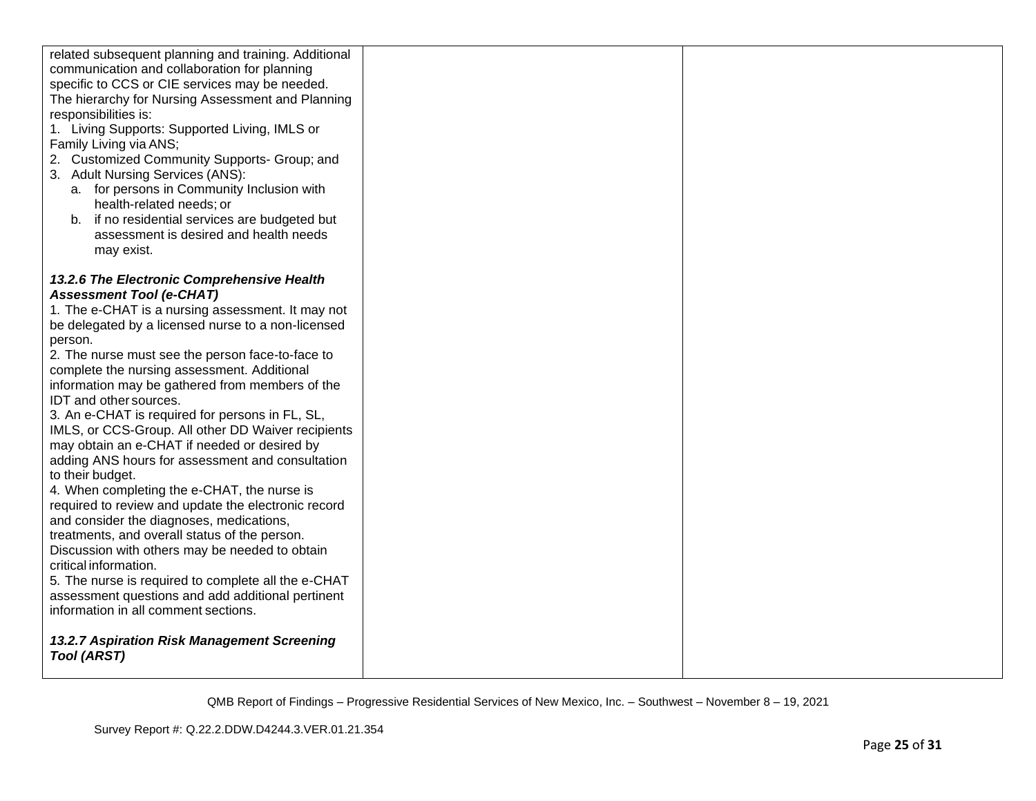| | | |
|---|---|---|
| related subsequent planning and training. Additional communication and collaboration for planning specific to CCS or CIE services may be needed. The hierarchy for Nursing Assessment and Planning responsibilities is:<br>1. Living Supports: Supported Living, IMLS or Family Living via ANS;<br>2. Customized Community Supports- Group; and<br>3. Adult Nursing Services (ANS):<br>a. for persons in Community Inclusion with health-related needs; or<br>b. if no residential services are budgeted but assessment is desired and health needs may exist.<br><br>***13.2.6 The Electronic Comprehensive Health Assessment Tool (e-CHAT)***<br>1. The e-CHAT is a nursing assessment. It may not be delegated by a licensed nurse to a non-licensed person.<br>2. The nurse must see the person face-to-face to complete the nursing assessment. Additional information may be gathered from members of the IDT and other sources.<br>3. An e-CHAT is required for persons in FL, SL, IMLS, or CCS-Group. All other DD Waiver recipients may obtain an e-CHAT if needed or desired by adding ANS hours for assessment and consultation to their budget.<br>4. When completing the e-CHAT, the nurse is required to review and update the electronic record and consider the diagnoses, medications, treatments, and overall status of the person. Discussion with others may be needed to obtain critical information.<br>5. The nurse is required to complete all the e-CHAT assessment questions and add additional pertinent information in all comment sections.<br><br>***13.2.7 Aspiration Risk Management Screening Tool (ARST)*** | | |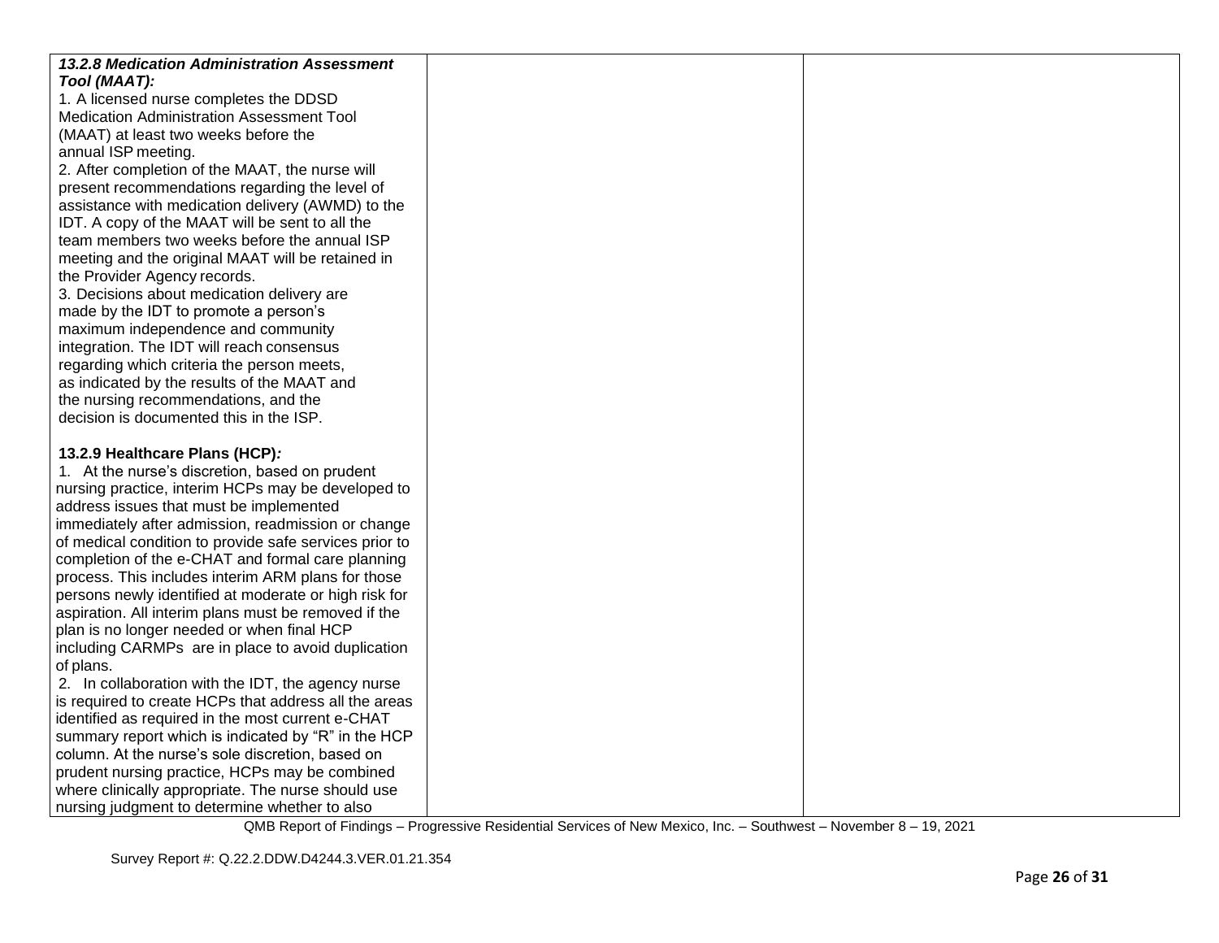| | | |
|---|---|---|
| ***13.2.8 Medication Administration Assessment Tool (MAAT):***<br>1. A licensed nurse completes the DDSD Medication Administration Assessment Tool (MAAT) at least two weeks before the annual ISP meeting.<br>2. After completion of the MAAT, the nurse will present recommendations regarding the level of assistance with medication delivery (AWMD) to the IDT. A copy of the MAAT will be sent to all the team members two weeks before the annual ISP meeting and the original MAAT will be retained in the Provider Agency records.<br>3. Decisions about medication delivery are made by the IDT to promote a person's maximum independence and community integration. The IDT will reach consensus regarding which criteria the person meets, as indicated by the results of the MAAT and the nursing recommendations, and the decision is documented this in the ISP.<br><br>**13.2.9 Healthcare Plans (HCP)*:***<br>1. At the nurse's discretion, based on prudent nursing practice, interim HCPs may be developed to address issues that must be implemented immediately after admission, readmission or change of medical condition to provide safe services prior to completion of the e-CHAT and formal care planning process. This includes interim ARM plans for those persons newly identified at moderate or high risk for aspiration. All interim plans must be removed if the plan is no longer needed or when final HCP including CARMPs are in place to avoid duplication of plans.<br>2. In collaboration with the IDT, the agency nurse is required to create HCPs that address all the areas identified as required in the most current e-CHAT summary report which is indicated by "R" in the HCP column. At the nurse's sole discretion, based on prudent nursing practice, HCPs may be combined where clinically appropriate. The nurse should use nursing judgment to determine whether to also | | |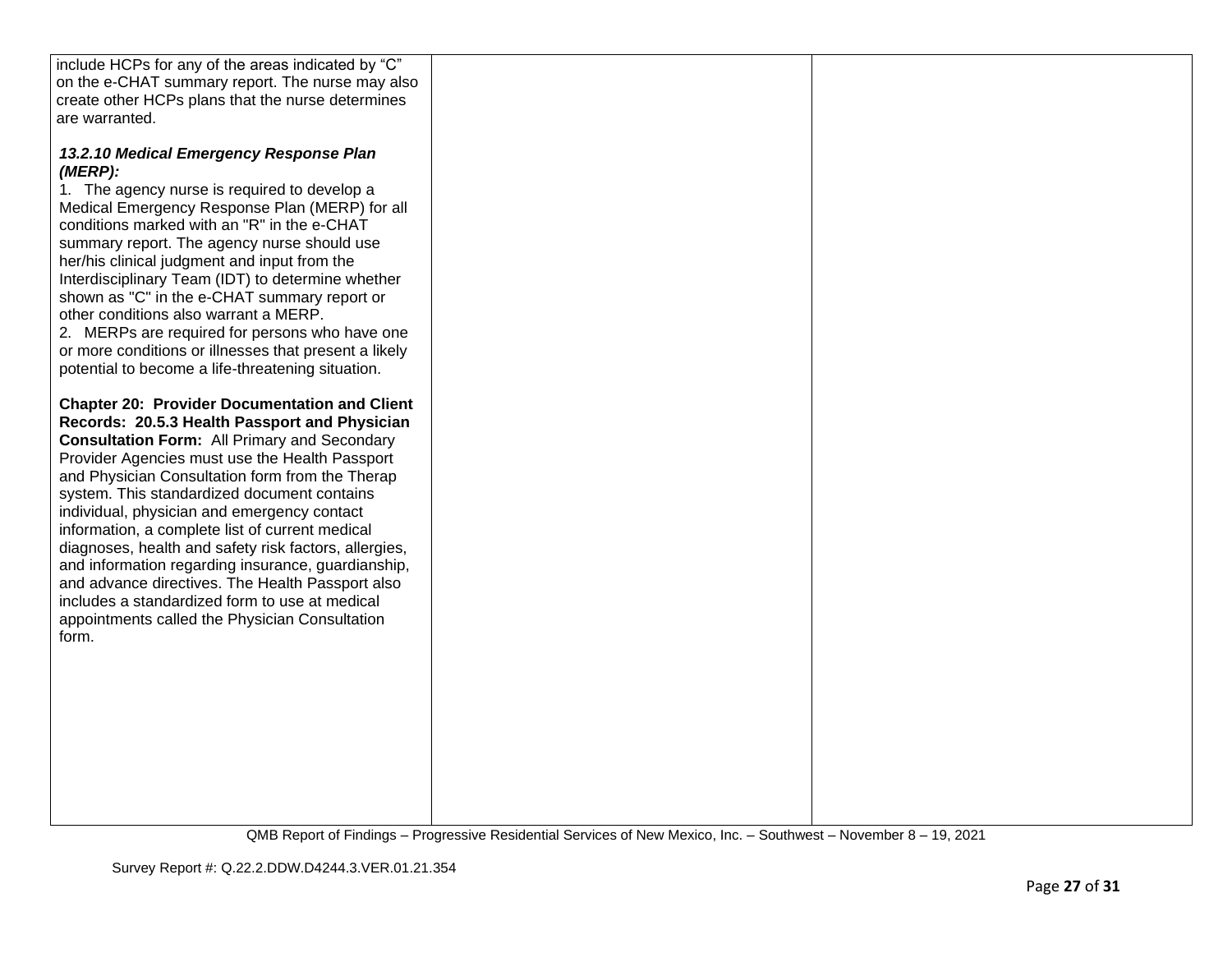| | | |
|---|---|---|
| include HCPs for any of the areas indicated by "C" on the e-CHAT summary report. The nurse may also create other HCPs plans that the nurse determines are warranted.<br><br>***13.2.10 Medical Emergency Response Plan (MERP):***<br>1. The agency nurse is required to develop a Medical Emergency Response Plan (MERP) for all conditions marked with an "R" in the e-CHAT summary report. The agency nurse should use her/his clinical judgment and input from the Interdisciplinary Team (IDT) to determine whether shown as "C" in the e-CHAT summary report or other conditions also warrant a MERP.<br>2. MERPs are required for persons who have one or more conditions or illnesses that present a likely potential to become a life-threatening situation.<br><br>**Chapter 20: Provider Documentation and Client Records: 20.5.3 Health Passport and Physician Consultation Form:** All Primary and Secondary Provider Agencies must use the Health Passport and Physician Consultation form from the Therap system. This standardized document contains individual, physician and emergency contact information, a complete list of current medical diagnoses, health and safety risk factors, allergies, and information regarding insurance, guardianship, and advance directives. The Health Passport also includes a standardized form to use at medical appointments called the Physician Consultation form. | | |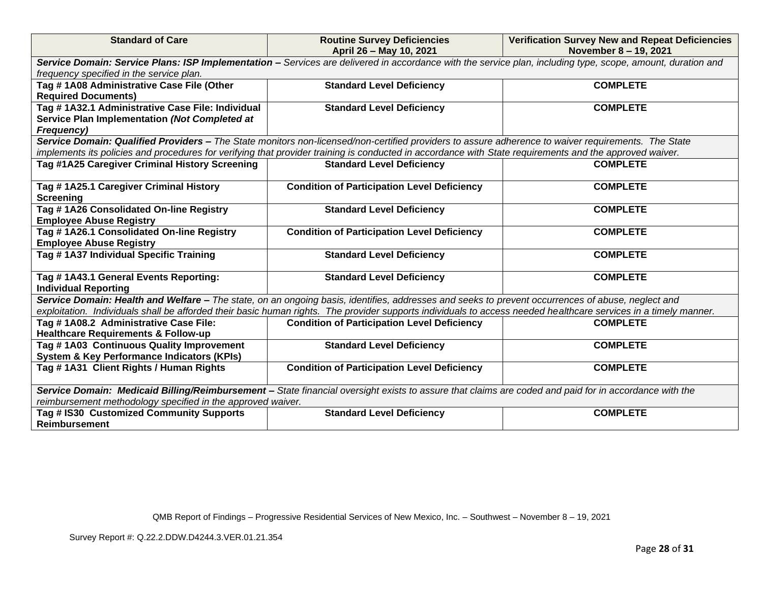| Standard of Care | Routine Survey Deficiencies April 26 – May 10, 2021 | Verification Survey New and Repeat Deficiencies November 8 – 19, 2021 |
|---|---|---|
| ***Service Domain: Service Plans: ISP Implementation –*** *Services are delivered in accordance with the service plan, including type, scope, amount, duration and frequency specified in the service plan.* | | |
| **Tag # 1A08 Administrative Case File (Other Required Documents)** | **Standard Level Deficiency** | **COMPLETE** |
| **Tag # 1A32.1 Administrative Case File: Individual Service Plan Implementation *(Not Completed at Frequency)*** | **Standard Level Deficiency** | **COMPLETE** |
| ***Service Domain: Qualified Providers –*** *The State monitors non-licensed/non-certified providers to assure adherence to waiver requirements. The State implements its policies and procedures for verifying that provider training is conducted in accordance with State requirements and the approved waiver.* | | |
| **Tag #1A25 Caregiver Criminal History Screening** | **Standard Level Deficiency** | **COMPLETE** |
| **Tag # 1A25.1 Caregiver Criminal History Screening** | **Condition of Participation Level Deficiency** | **COMPLETE** |
| **Tag # 1A26 Consolidated On-line Registry Employee Abuse Registry** | **Standard Level Deficiency** | **COMPLETE** |
| **Tag # 1A26.1 Consolidated On-line Registry Employee Abuse Registry** | **Condition of Participation Level Deficiency** | **COMPLETE** |
| **Tag # 1A37 Individual Specific Training** | **Standard Level Deficiency** | **COMPLETE** |
| **Tag # 1A43.1 General Events Reporting: Individual Reporting** | **Standard Level Deficiency** | **COMPLETE** |
| ***Service Domain: Health and Welfare –*** *The state, on an ongoing basis, identifies, addresses and seeks to prevent occurrences of abuse, neglect and exploitation. Individuals shall be afforded their basic human rights. The provider supports individuals to access needed healthcare services in a timely manner.* | | |
| **Tag # 1A08.2 Administrative Case File: Healthcare Requirements & Follow-up** | **Condition of Participation Level Deficiency** | **COMPLETE** |
| **Tag # 1A03 Continuous Quality Improvement System & Key Performance Indicators (KPIs)** | **Standard Level Deficiency** | **COMPLETE** |
| **Tag # 1A31 Client Rights / Human Rights** | **Condition of Participation Level Deficiency** | **COMPLETE** |
| ***Service Domain: Medicaid Billing/Reimbursement –*** *State financial oversight exists to assure that claims are coded and paid for in accordance with the reimbursement methodology specified in the approved waiver.* | | |
| **Tag # IS30 Customized Community Supports Reimbursement** | **Standard Level Deficiency** | **COMPLETE** |

QMB Report of Findings – Progressive Residential Services of New Mexico, Inc. – Southwest – November 8 – 19, 2021

Survey Report #: Q.22.2.DDW.D4244.3.VER.01.21.354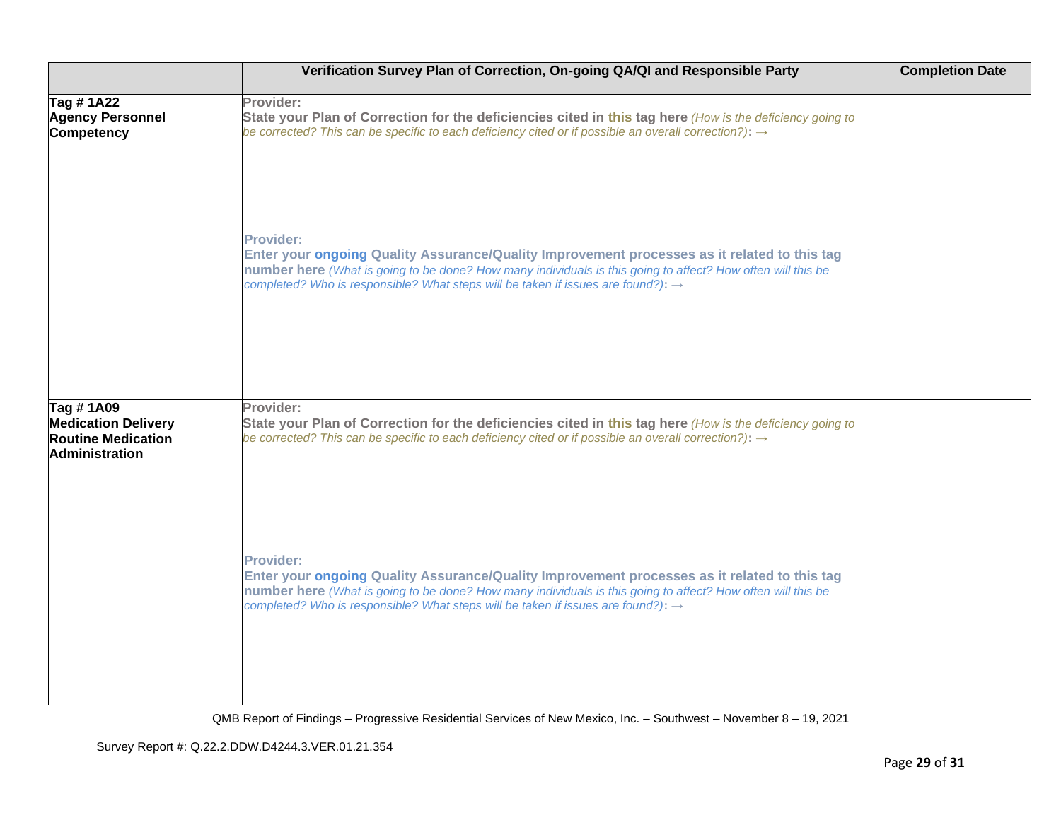| | Verification Survey Plan of Correction, On-going QA/QI and Responsible Party | Completion Date |
|---|---|---|
| **Tag # 1A22**<br>**Agency Personnel Competency** | **Provider:**<br>**State your Plan of Correction for the deficiencies cited in this tag here** *(How is the deficiency going to be corrected? This can be specific to each deficiency cited or if possible an overall correction?)*: →<br><br><br><br>**Provider:**<br>**Enter your ongoing Quality Assurance/Quality Improvement processes as it related to this tag number here** *(What is going to be done? How many individuals is this going to affect? How often will this be completed? Who is responsible? What steps will be taken if issues are found?)*: → | |
| **Tag # 1A09**<br>**Medication Delivery**<br>**Routine Medication Administration** | **Provider:**<br>**State your Plan of Correction for the deficiencies cited in this tag here** *(How is the deficiency going to be corrected? This can be specific to each deficiency cited or if possible an overall correction?)*: →<br><br><br><br>**Provider:**<br>**Enter your ongoing Quality Assurance/Quality Improvement processes as it related to this tag number here** *(What is going to be done? How many individuals is this going to affect? How often will this be completed? Who is responsible? What steps will be taken if issues are found?)*: → | |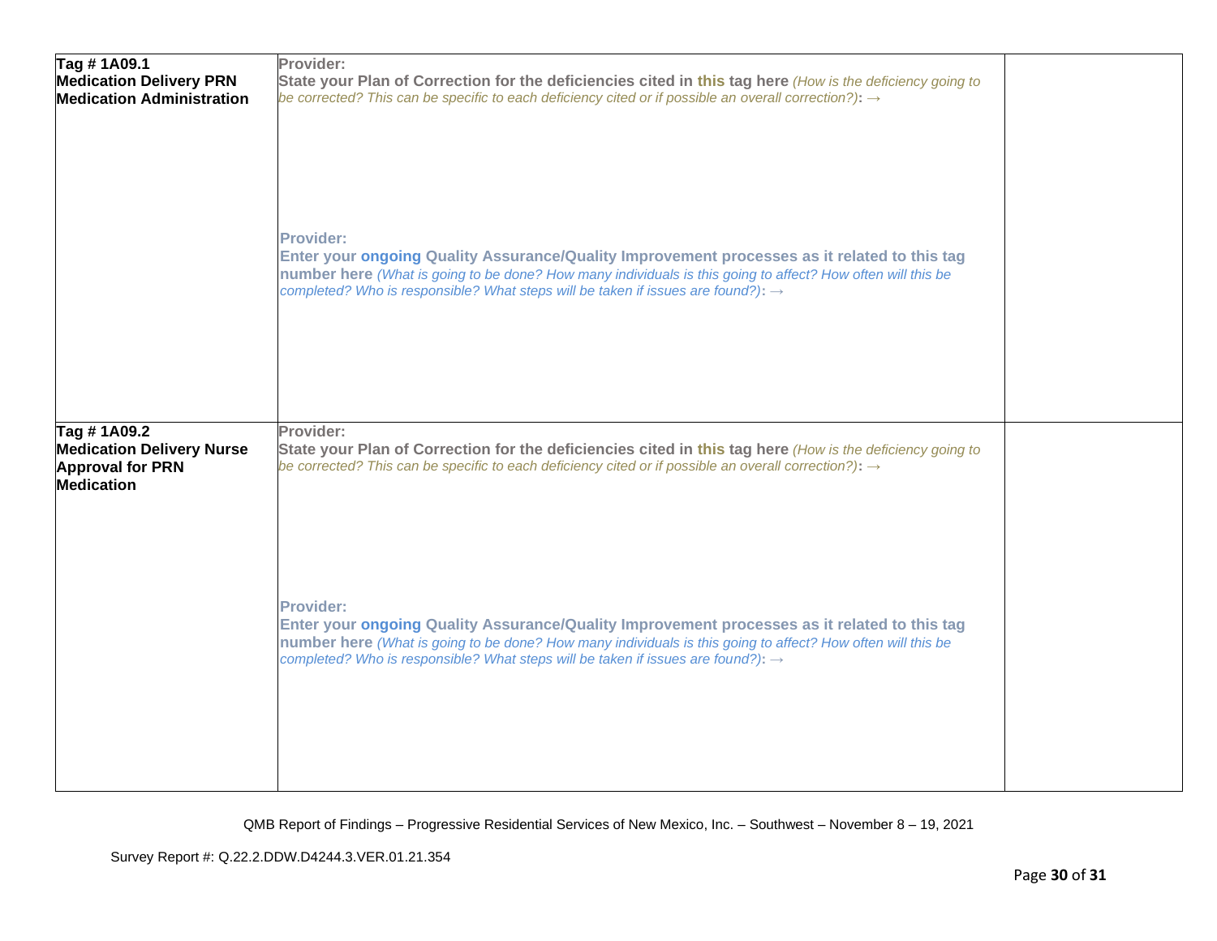| | | |
|---|---|---|
| **Tag # 1A09.1**<br>**Medication Delivery PRN Medication Administration** | **Provider:**<br>**State your Plan of Correction for the deficiencies cited in this tag here** *(How is the deficiency going to be corrected? This can be specific to each deficiency cited or if possible an overall correction?)***:** →<br><br><br><br>**Provider:**<br>**Enter your ongoing Quality Assurance/Quality Improvement processes as it related to this tag number here** *(What is going to be done? How many individuals is this going to affect? How often will this be completed? Who is responsible? What steps will be taken if issues are found?)***:** → | |
| **Tag # 1A09.2**<br>**Medication Delivery Nurse Approval for PRN Medication** | **Provider:**<br>**State your Plan of Correction for the deficiencies cited in this tag here** *(How is the deficiency going to be corrected? This can be specific to each deficiency cited or if possible an overall correction?)***:** →<br><br><br><br>**Provider:**<br>**Enter your ongoing Quality Assurance/Quality Improvement processes as it related to this tag number here** *(What is going to be done? How many individuals is this going to affect? How often will this be completed? Who is responsible? What steps will be taken if issues are found?)***:** → | |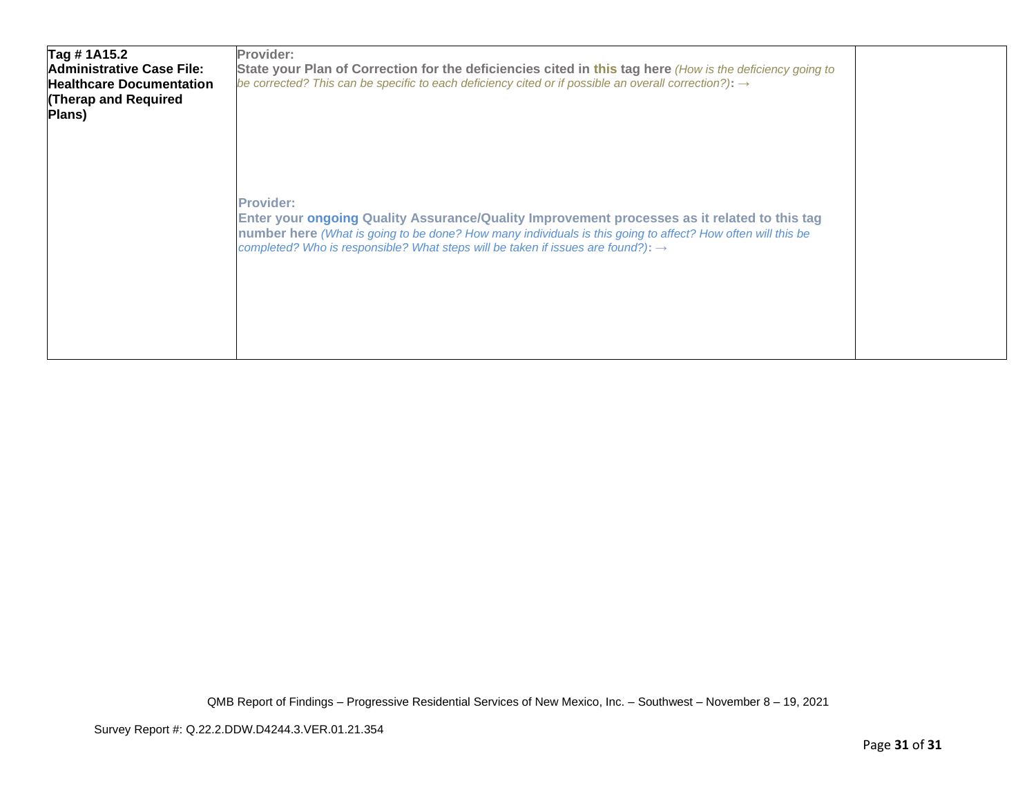| | | |
|---|---|---|
| **Tag # 1A15.2 Administrative Case File: Healthcare Documentation (Therap and Required Plans)** | **Provider:**<br>**State your Plan of Correction for the deficiencies cited in this tag here** *(How is the deficiency going to be corrected? This can be specific to each deficiency cited or if possible an overall correction?)*: →<br><br><br><br>**Provider:**<br>**Enter your ongoing Quality Assurance/Quality Improvement processes as it related to this tag number here** *(What is going to be done? How many individuals is this going to affect? How often will this be completed? Who is responsible? What steps will be taken if issues are found?)*: → | |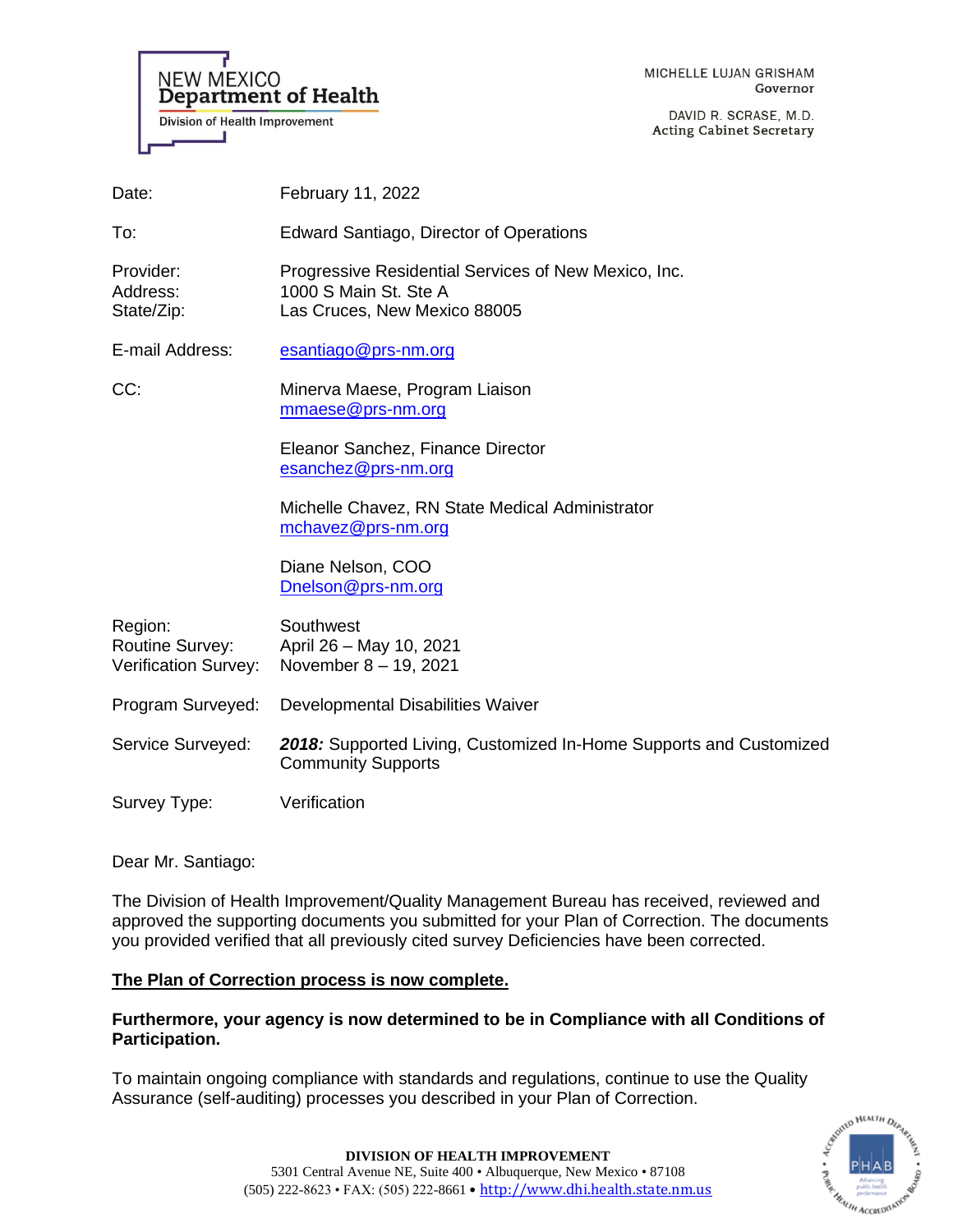NEW MEXICO
**Department of Health**
Division of Health Improvement

MICHELLE LUJAN GRISHAM
Governor

DAVID R. SCRASE, M.D.
Acting Cabinet Secretary

| | |
|---|---|
| Date: | February 11, 2022 |
| To: | Edward Santiago, Director of Operations |
| Provider: | Progressive Residential Services of New Mexico, Inc. |
| Address: | 1000 S Main St. Ste A |
| State/Zip: | Las Cruces, New Mexico 88005 |
| E-mail Address: | esantiago@prs-nm.org |
| CC: | Minerva Maese, Program Liaison<br>mmaese@prs-nm.org |
| | Eleanor Sanchez, Finance Director<br>esanchez@prs-nm.org |
| | Michelle Chavez, RN State Medical Administrator<br>mchavez@prs-nm.org |
| | Diane Nelson, COO<br>Dnelson@prs-nm.org |
| Region: | Southwest |
| Routine Survey: | April 26 – May 10, 2021 |
| Verification Survey: | November 8 – 19, 2021 |
| Program Surveyed: | Developmental Disabilities Waiver |
| Service Surveyed: | ***2018:*** Supported Living, Customized In-Home Supports and Customized Community Supports |
| Survey Type: | Verification |

Dear Mr. Santiago:

The Division of Health Improvement/Quality Management Bureau has received, reviewed and approved the supporting documents you submitted for your Plan of Correction. The documents you provided verified that all previously cited survey Deficiencies have been corrected.

**The Plan of Correction process is now complete.**

**Furthermore, your agency is now determined to be in Compliance with all Conditions of Participation.**

To maintain ongoing compliance with standards and regulations, continue to use the Quality Assurance (self-auditing) processes you described in your Plan of Correction.

**DIVISION OF HEALTH IMPROVEMENT**
5301 Central Avenue NE, Suite 400 • Albuquerque, New Mexico • 87108
(505) 222-8623 • FAX: (505) 222-8661 • http://www.dhi.health.state.nm.us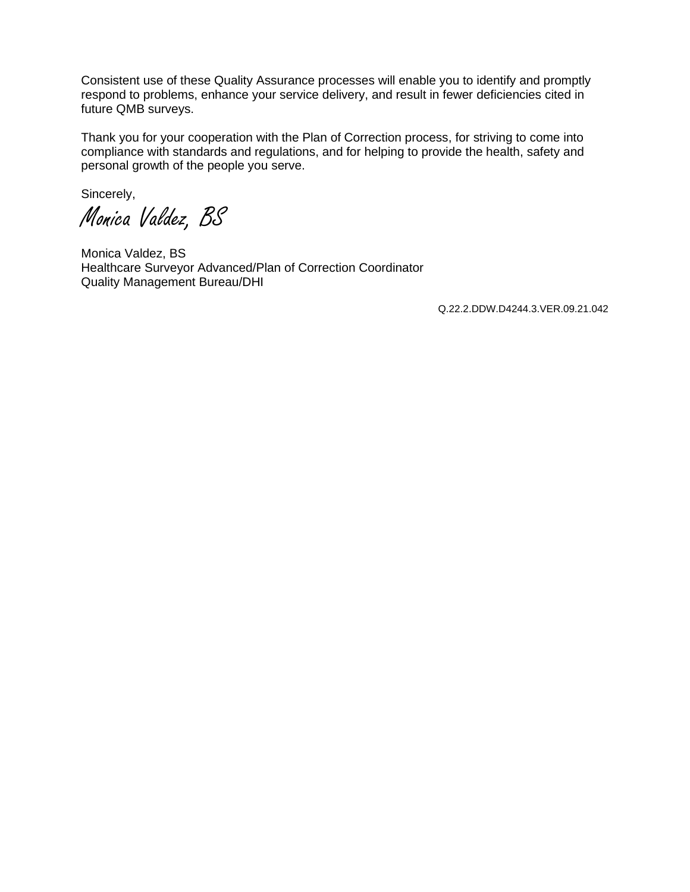Consistent use of these Quality Assurance processes will enable you to identify and promptly respond to problems, enhance your service delivery, and result in fewer deficiencies cited in future QMB surveys.

Thank you for your cooperation with the Plan of Correction process, for striving to come into compliance with standards and regulations, and for helping to provide the health, safety and personal growth of the people you serve.

Sincerely,

*Monica Valdez, BS*

Monica Valdez, BS
Healthcare Surveyor Advanced/Plan of Correction Coordinator
Quality Management Bureau/DHI

Q.22.2.DDW.D4244.3.VER.09.21.042